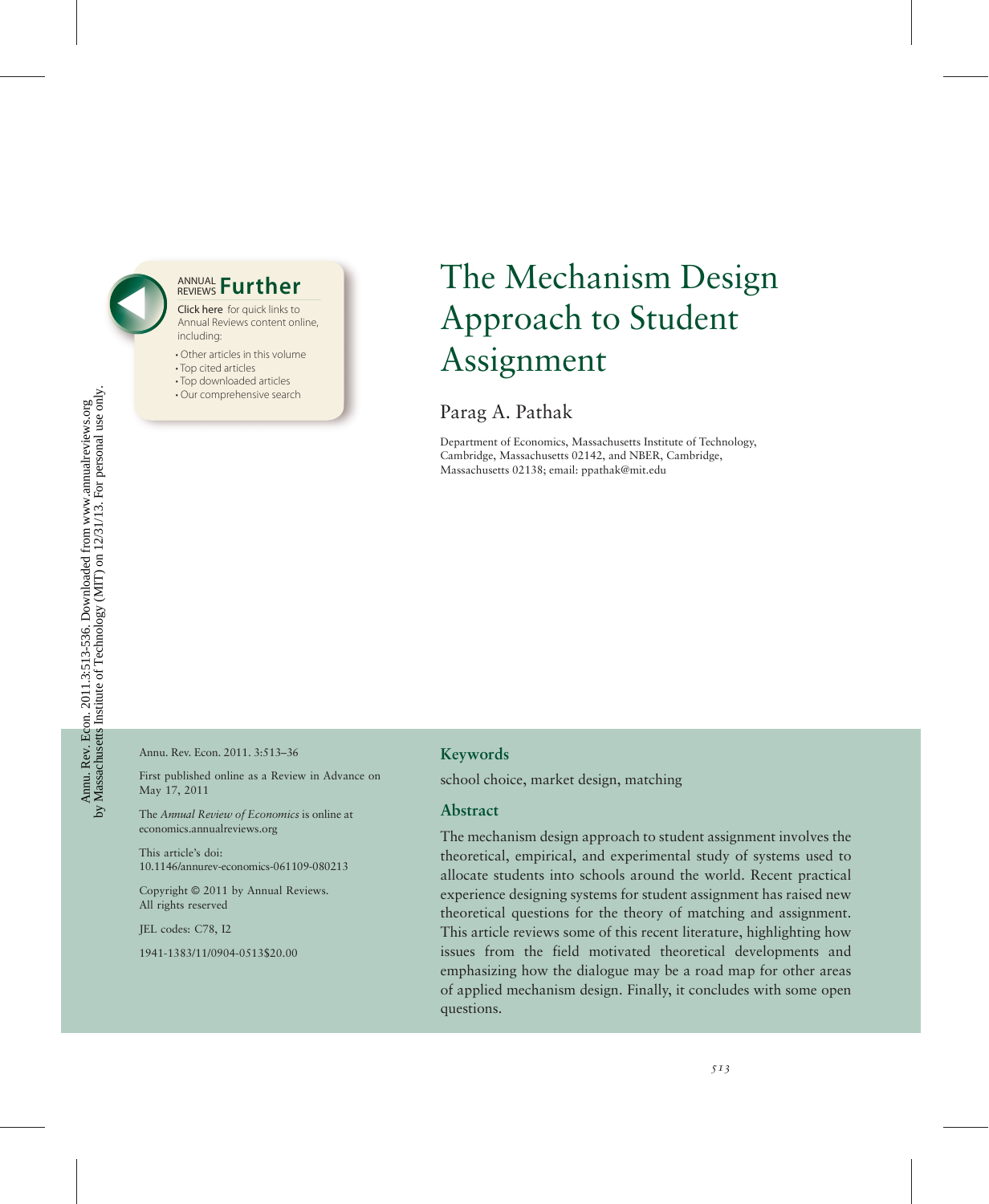# The Mechanism Design Approach to Student Assignment

Parag A. Pathak

Department of Economics, Massachusetts Institute of Technology, Cambridge, Massachusetts 02142, and NBER, Cambridge, Massachusetts 02138; email: ppathak@mit.edu

Annu. Rev. Econ. 2011. 3:513–36

First published online as a Review in Advance on May 17, 2011

The *Annual Review of Economics* is online at economics.annualreviews.org

This article's doi: 10.1146/annurev-economics-061109-080213

Copyright © 2011 by Annual Reviews. All rights reserved

JEL codes: C78, I2

1941-1383/11/0904-0513$20.00

## Keywords

school choice, market design, matching

## Abstract

The mechanism design approach to student assignment involves the theoretical, empirical, and experimental study of systems used to allocate students into schools around the world. Recent practical experience designing systems for student assignment has raised new theoretical questions for the theory of matching and assignment. This article reviews some of this recent literature, highlighting how issues from the field motivated theoretical developments and emphasizing how the dialogue may be a road map for other areas of applied mechanism design. Finally, it concludes with some open questions.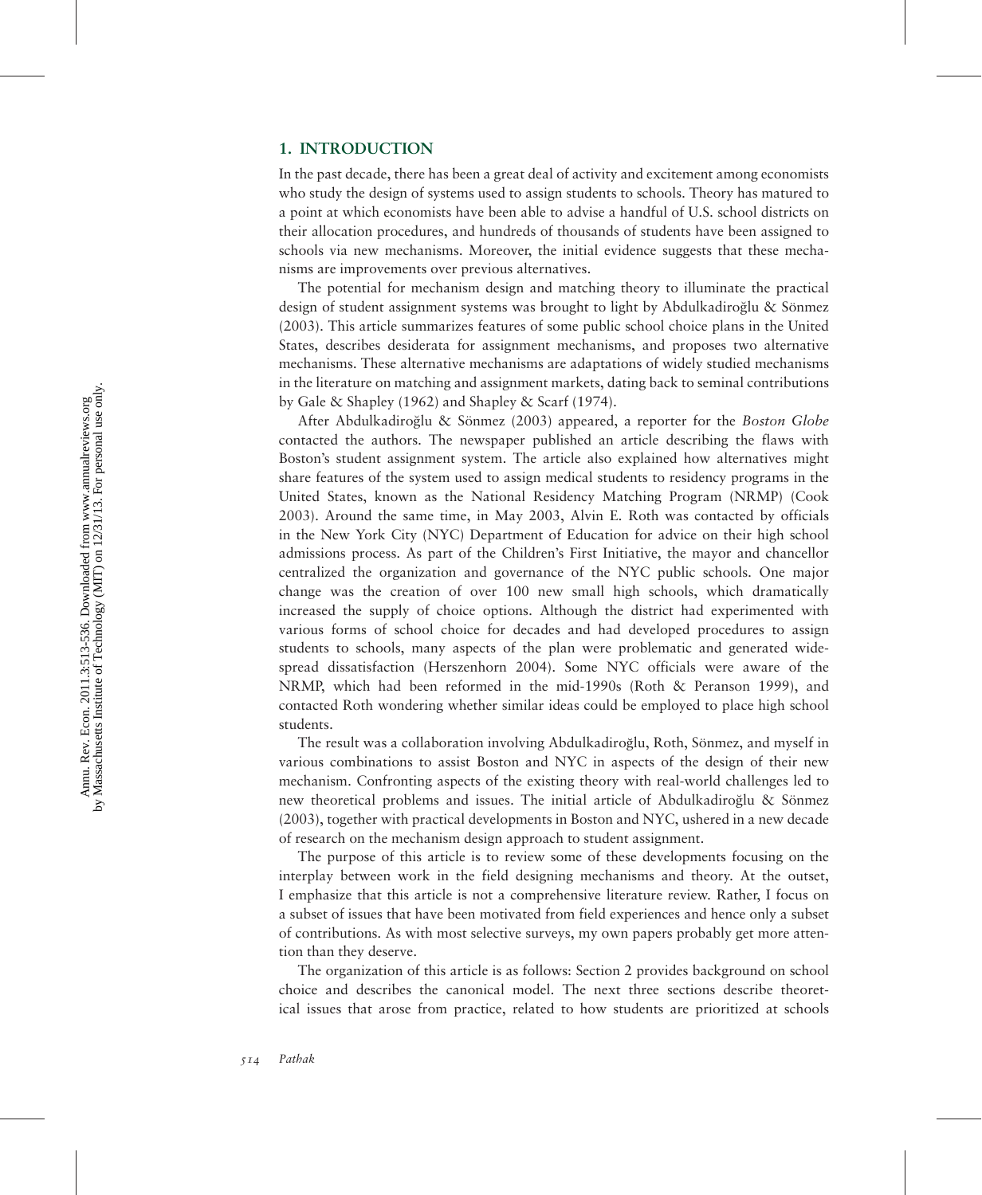## 1. INTRODUCTION

In the past decade, there has been a great deal of activity and excitement among economists who study the design of systems used to assign students to schools. Theory has matured to a point at which economists have been able to advise a handful of U.S. school districts on their allocation procedures, and hundreds of thousands of students have been assigned to schools via new mechanisms. Moreover, the initial evidence suggests that these mechanisms are improvements over previous alternatives.

The potential for mechanism design and matching theory to illuminate the practical design of student assignment systems was brought to light by Abdulkadiroğlu & Sönmez (2003). This article summarizes features of some public school choice plans in the United States, describes desiderata for assignment mechanisms, and proposes two alternative mechanisms. These alternative mechanisms are adaptations of widely studied mechanisms in the literature on matching and assignment markets, dating back to seminal contributions by Gale & Shapley (1962) and Shapley & Scarf (1974).

After Abdulkadiroğlu & Sönmez (2003) appeared, a reporter for the *Boston Globe* contacted the authors. The newspaper published an article describing the flaws with Boston's student assignment system. The article also explained how alternatives might share features of the system used to assign medical students to residency programs in the United States, known as the National Residency Matching Program (NRMP) (Cook 2003). Around the same time, in May 2003, Alvin E. Roth was contacted by officials in the New York City (NYC) Department of Education for advice on their high school admissions process. As part of the Children's First Initiative, the mayor and chancellor centralized the organization and governance of the NYC public schools. One major change was the creation of over 100 new small high schools, which dramatically increased the supply of choice options. Although the district had experimented with various forms of school choice for decades and had developed procedures to assign students to schools, many aspects of the plan were problematic and generated widespread dissatisfaction (Herszenhorn 2004). Some NYC officials were aware of the NRMP, which had been reformed in the mid-1990s (Roth & Peranson 1999), and contacted Roth wondering whether similar ideas could be employed to place high school students.

The result was a collaboration involving Abdulkadiroğlu, Roth, Sönmez, and myself in various combinations to assist Boston and NYC in aspects of the design of their new mechanism. Confronting aspects of the existing theory with real-world challenges led to new theoretical problems and issues. The initial article of Abdulkadiroğlu & Sönmez (2003), together with practical developments in Boston and NYC, ushered in a new decade of research on the mechanism design approach to student assignment.

The purpose of this article is to review some of these developments focusing on the interplay between work in the field designing mechanisms and theory. At the outset, I emphasize that this article is not a comprehensive literature review. Rather, I focus on a subset of issues that have been motivated from field experiences and hence only a subset of contributions. As with most selective surveys, my own papers probably get more attention than they deserve.

The organization of this article is as follows: Section 2 provides background on school choice and describes the canonical model. The next three sections describe theoretical issues that arose from practice, related to how students are prioritized at schools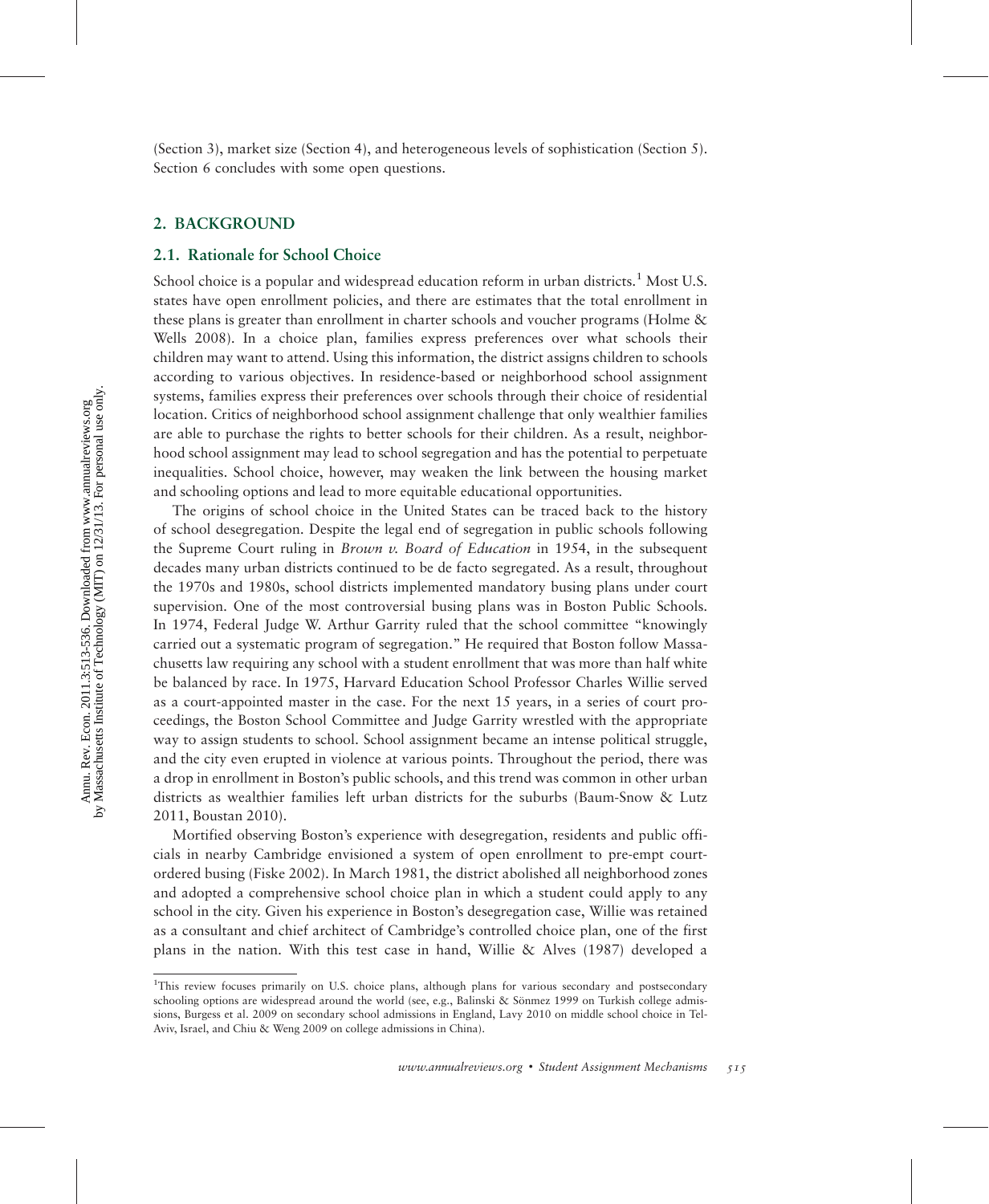(Section 3), market size (Section 4), and heterogeneous levels of sophistication (Section 5). Section 6 concludes with some open questions.

## 2. BACKGROUND

### 2.1. Rationale for School Choice

School choice is a popular and widespread education reform in urban districts.[1] Most U.S. states have open enrollment policies, and there are estimates that the total enrollment in these plans is greater than enrollment in charter schools and voucher programs (Holme & Wells 2008). In a choice plan, families express preferences over what schools their children may want to attend. Using this information, the district assigns children to schools according to various objectives. In residence-based or neighborhood school assignment systems, families express their preferences over schools through their choice of residential location. Critics of neighborhood school assignment challenge that only wealthier families are able to purchase the rights to better schools for their children. As a result, neighborhood school assignment may lead to school segregation and has the potential to perpetuate inequalities. School choice, however, may weaken the link between the housing market and schooling options and lead to more equitable educational opportunities.

The origins of school choice in the United States can be traced back to the history of school desegregation. Despite the legal end of segregation in public schools following the Supreme Court ruling in *Brown v. Board of Education* in 1954, in the subsequent decades many urban districts continued to be de facto segregated. As a result, throughout the 1970s and 1980s, school districts implemented mandatory busing plans under court supervision. One of the most controversial busing plans was in Boston Public Schools. In 1974, Federal Judge W. Arthur Garrity ruled that the school committee "knowingly carried out a systematic program of segregation." He required that Boston follow Massachusetts law requiring any school with a student enrollment that was more than half white be balanced by race. In 1975, Harvard Education School Professor Charles Willie served as a court-appointed master in the case. For the next 15 years, in a series of court proceedings, the Boston School Committee and Judge Garrity wrestled with the appropriate way to assign students to school. School assignment became an intense political struggle, and the city even erupted in violence at various points. Throughout the period, there was a drop in enrollment in Boston's public schools, and this trend was common in other urban districts as wealthier families left urban districts for the suburbs (Baum-Snow & Lutz 2011, Boustan 2010).

Mortified observing Boston's experience with desegregation, residents and public officials in nearby Cambridge envisioned a system of open enrollment to pre-empt court-ordered busing (Fiske 2002). In March 1981, the district abolished all neighborhood zones and adopted a comprehensive school choice plan in which a student could apply to any school in the city. Given his experience in Boston's desegregation case, Willie was retained as a consultant and chief architect of Cambridge's controlled choice plan, one of the first plans in the nation. With this test case in hand, Willie & Alves (1987) developed a

[1]This review focuses primarily on U.S. choice plans, although plans for various secondary and postsecondary schooling options are widespread around the world (see, e.g., Balinski & Sönmez 1999 on Turkish college admissions, Burgess et al. 2009 on secondary school admissions in England, Lavy 2010 on middle school choice in Tel-Aviv, Israel, and Chiu & Weng 2009 on college admissions in China).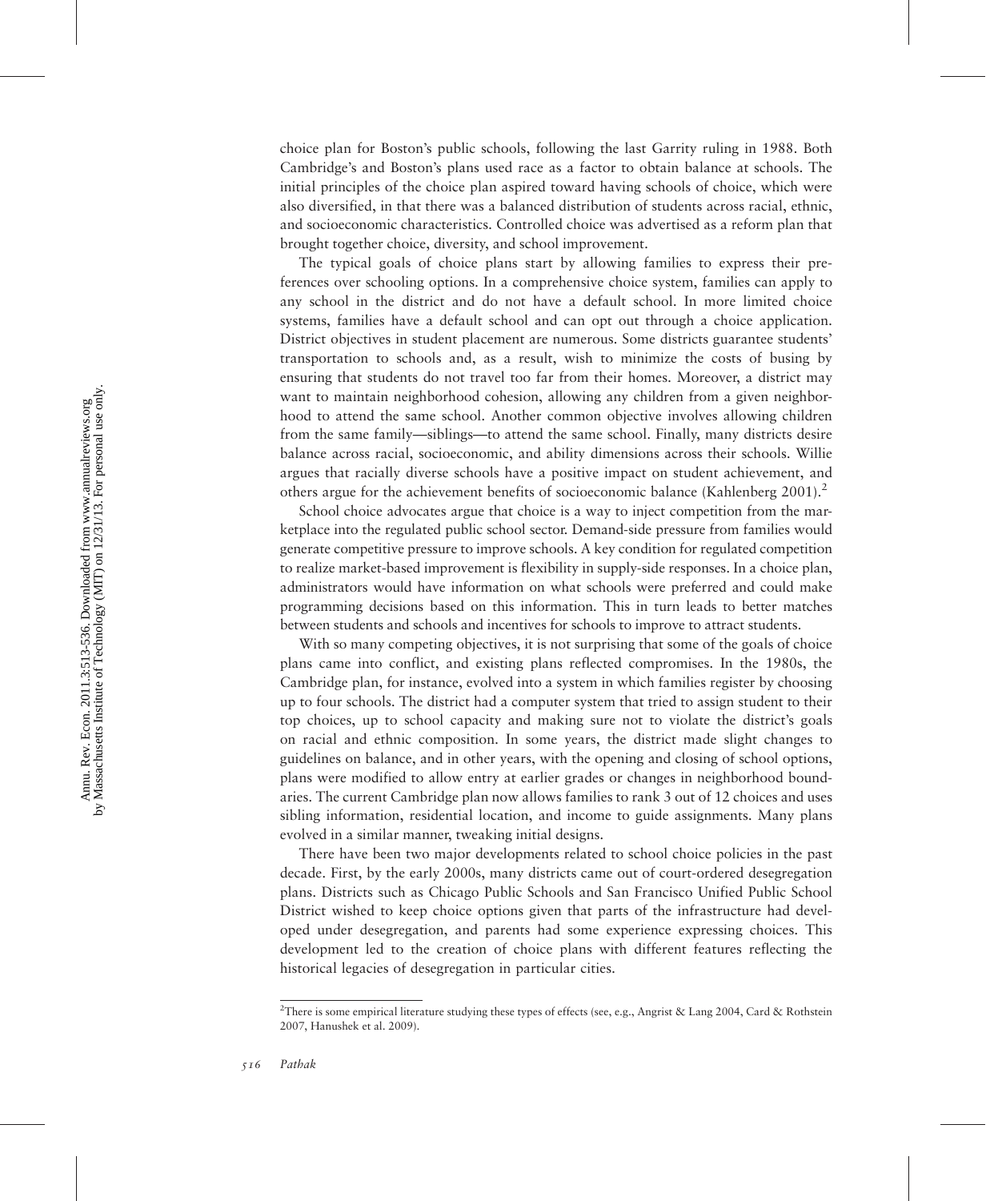choice plan for Boston's public schools, following the last Garrity ruling in 1988. Both Cambridge's and Boston's plans used race as a factor to obtain balance at schools. The initial principles of the choice plan aspired toward having schools of choice, which were also diversified, in that there was a balanced distribution of students across racial, ethnic, and socioeconomic characteristics. Controlled choice was advertised as a reform plan that brought together choice, diversity, and school improvement.

The typical goals of choice plans start by allowing families to express their preferences over schooling options. In a comprehensive choice system, families can apply to any school in the district and do not have a default school. In more limited choice systems, families have a default school and can opt out through a choice application. District objectives in student placement are numerous. Some districts guarantee students' transportation to schools and, as a result, wish to minimize the costs of busing by ensuring that students do not travel too far from their homes. Moreover, a district may want to maintain neighborhood cohesion, allowing any children from a given neighborhood to attend the same school. Another common objective involves allowing children from the same family—siblings—to attend the same school. Finally, many districts desire balance across racial, socioeconomic, and ability dimensions across their schools. Willie argues that racially diverse schools have a positive impact on student achievement, and others argue for the achievement benefits of socioeconomic balance (Kahlenberg 2001).[2]

School choice advocates argue that choice is a way to inject competition from the marketplace into the regulated public school sector. Demand-side pressure from families would generate competitive pressure to improve schools. A key condition for regulated competition to realize market-based improvement is flexibility in supply-side responses. In a choice plan, administrators would have information on what schools were preferred and could make programming decisions based on this information. This in turn leads to better matches between students and schools and incentives for schools to improve to attract students.

With so many competing objectives, it is not surprising that some of the goals of choice plans came into conflict, and existing plans reflected compromises. In the 1980s, the Cambridge plan, for instance, evolved into a system in which families register by choosing up to four schools. The district had a computer system that tried to assign student to their top choices, up to school capacity and making sure not to violate the district's goals on racial and ethnic composition. In some years, the district made slight changes to guidelines on balance, and in other years, with the opening and closing of school options, plans were modified to allow entry at earlier grades or changes in neighborhood boundaries. The current Cambridge plan now allows families to rank 3 out of 12 choices and uses sibling information, residential location, and income to guide assignments. Many plans evolved in a similar manner, tweaking initial designs.

There have been two major developments related to school choice policies in the past decade. First, by the early 2000s, many districts came out of court-ordered desegregation plans. Districts such as Chicago Public Schools and San Francisco Unified Public School District wished to keep choice options given that parts of the infrastructure had developed under desegregation, and parents had some experience expressing choices. This development led to the creation of choice plans with different features reflecting the historical legacies of desegregation in particular cities.

[2]There is some empirical literature studying these types of effects (see, e.g., Angrist & Lang 2004, Card & Rothstein 2007, Hanushek et al. 2009).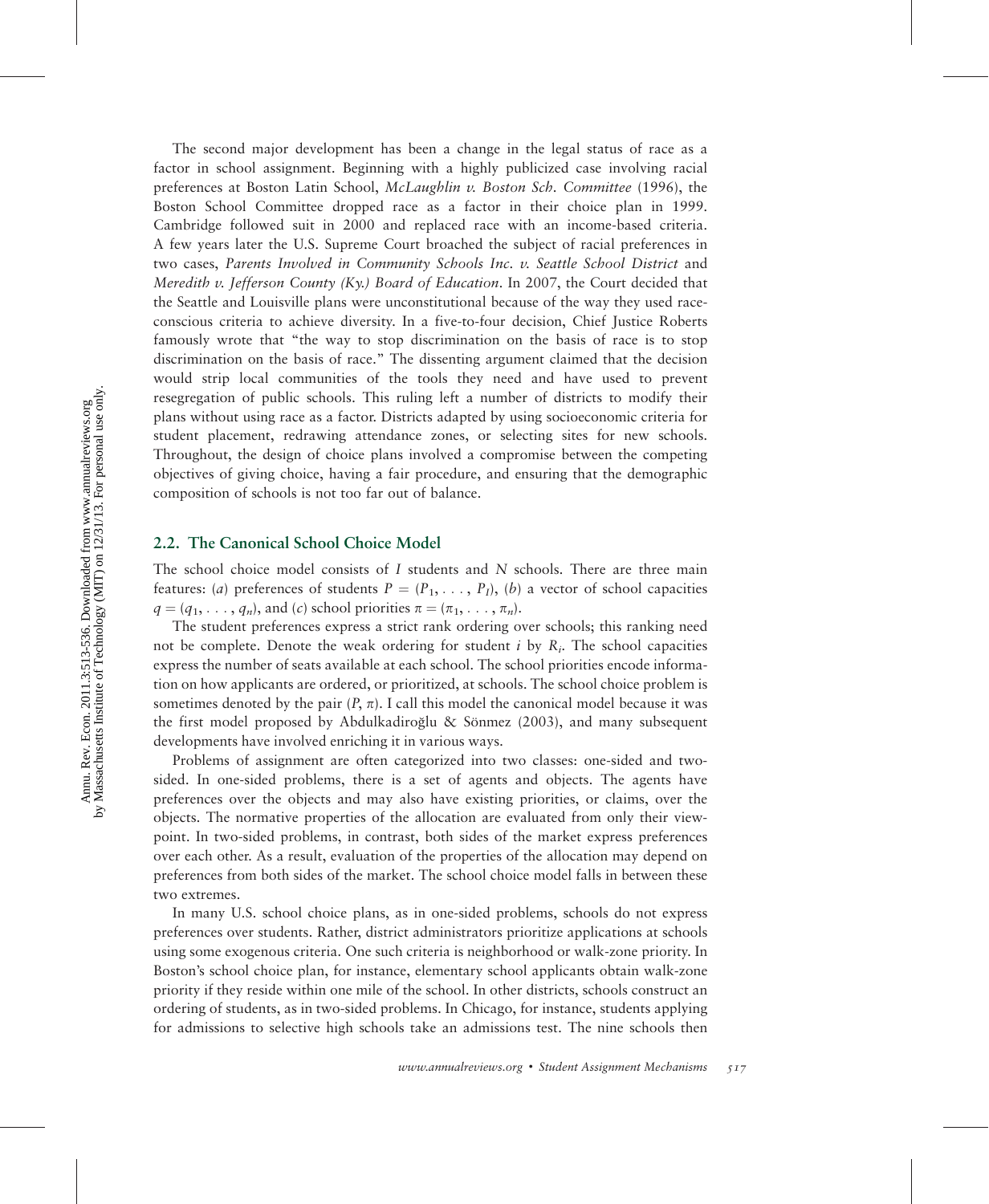The second major development has been a change in the legal status of race as a factor in school assignment. Beginning with a highly publicized case involving racial preferences at Boston Latin School, *McLaughlin v. Boston Sch. Committee* (1996), the Boston School Committee dropped race as a factor in their choice plan in 1999. Cambridge followed suit in 2000 and replaced race with an income-based criteria. A few years later the U.S. Supreme Court broached the subject of racial preferences in two cases, *Parents Involved in Community Schools Inc. v. Seattle School District* and *Meredith v. Jefferson County (Ky.) Board of Education*. In 2007, the Court decided that the Seattle and Louisville plans were unconstitutional because of the way they used race-conscious criteria to achieve diversity. In a five-to-four decision, Chief Justice Roberts famously wrote that "the way to stop discrimination on the basis of race is to stop discrimination on the basis of race." The dissenting argument claimed that the decision would strip local communities of the tools they need and have used to prevent resegregation of public schools. This ruling left a number of districts to modify their plans without using race as a factor. Districts adapted by using socioeconomic criteria for student placement, redrawing attendance zones, or selecting sites for new schools. Throughout, the design of choice plans involved a compromise between the competing objectives of giving choice, having a fair procedure, and ensuring that the demographic composition of schools is not too far out of balance.

## 2.2. The Canonical School Choice Model

The school choice model consists of $I$ students and $N$ schools. There are three main features: (*a*) preferences of students $P = (P_1, \ldots, P_I)$, (*b*) a vector of school capacities $q = (q_1, \ldots, q_n)$, and (*c*) school priorities $\pi = (\pi_1, \ldots, \pi_n)$.

The student preferences express a strict rank ordering over schools; this ranking need not be complete. Denote the weak ordering for student $i$ by $R_i$. The school capacities express the number of seats available at each school. The school priorities encode information on how applicants are ordered, or prioritized, at schools. The school choice problem is sometimes denoted by the pair $(P, \pi)$. I call this model the canonical model because it was the first model proposed by Abdulkadiroğlu & Sönmez (2003), and many subsequent developments have involved enriching it in various ways.

Problems of assignment are often categorized into two classes: one-sided and two-sided. In one-sided problems, there is a set of agents and objects. The agents have preferences over the objects and may also have existing priorities, or claims, over the objects. The normative properties of the allocation are evaluated from only their viewpoint. In two-sided problems, in contrast, both sides of the market express preferences over each other. As a result, evaluation of the properties of the allocation may depend on preferences from both sides of the market. The school choice model falls in between these two extremes.

In many U.S. school choice plans, as in one-sided problems, schools do not express preferences over students. Rather, district administrators prioritize applications at schools using some exogenous criteria. One such criteria is neighborhood or walk-zone priority. In Boston's school choice plan, for instance, elementary school applicants obtain walk-zone priority if they reside within one mile of the school. In other districts, schools construct an ordering of students, as in two-sided problems. In Chicago, for instance, students applying for admissions to selective high schools take an admissions test. The nine schools then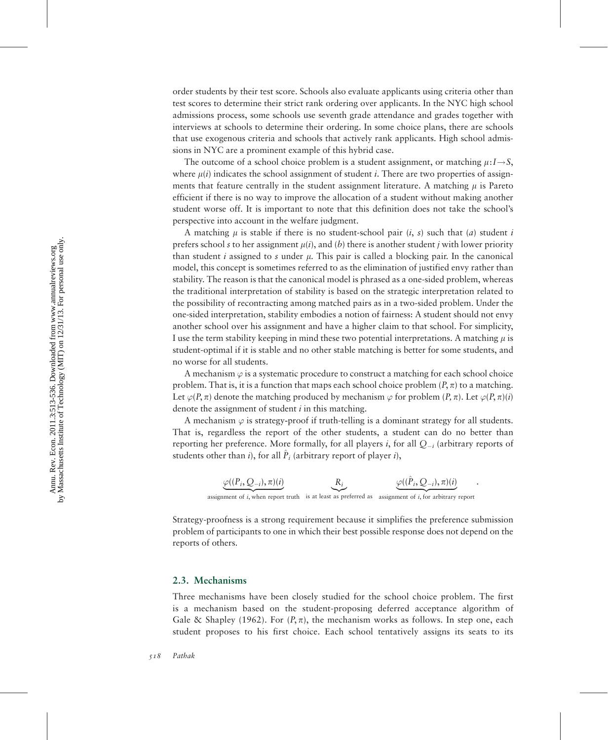order students by their test score. Schools also evaluate applicants using criteria other than test scores to determine their strict rank ordering over applicants. In the NYC high school admissions process, some schools use seventh grade attendance and grades together with interviews at schools to determine their ordering. In some choice plans, there are schools that use exogenous criteria and schools that actively rank applicants. High school admissions in NYC are a prominent example of this hybrid case.

The outcome of a school choice problem is a student assignment, or matching $\mu: I \rightarrow S$, where $\mu(i)$ indicates the school assignment of student $i$. There are two properties of assignments that feature centrally in the student assignment literature. A matching $\mu$ is Pareto efficient if there is no way to improve the allocation of a student without making another student worse off. It is important to note that this definition does not take the school's perspective into account in the welfare judgment.

A matching $\mu$ is stable if there is no student-school pair $(i, s)$ such that (*a*) student $i$ prefers school $s$ to her assignment $\mu(i)$, and (*b*) there is another student $j$ with lower priority than student $i$ assigned to $s$ under $\mu$. This pair is called a blocking pair. In the canonical model, this concept is sometimes referred to as the elimination of justified envy rather than stability. The reason is that the canonical model is phrased as a one-sided problem, whereas the traditional interpretation of stability is based on the strategic interpretation related to the possibility of recontracting among matched pairs as in a two-sided problem. Under the one-sided interpretation, stability embodies a notion of fairness: A student should not envy another school over his assignment and have a higher claim to that school. For simplicity, I use the term stability keeping in mind these two potential interpretations. A matching $\mu$ is student-optimal if it is stable and no other stable matching is better for some students, and no worse for all students.

A mechanism $\varphi$ is a systematic procedure to construct a matching for each school choice problem. That is, it is a function that maps each school choice problem $(P, \pi)$ to a matching. Let $\varphi(P, \pi)$ denote the matching produced by mechanism $\varphi$ for problem $(P, \pi)$. Let $\varphi(P, \pi)(i)$ denote the assignment of student $i$ in this matching.

A mechanism $\varphi$ is strategy-proof if truth-telling is a dominant strategy for all students. That is, regardless the report of the other students, a student can do no better than reporting her preference. More formally, for all players $i$, for all $Q_{-i}$ (arbitrary reports of students other than $i$), for all $\hat{P}_i$ (arbitrary report of player $i$),

$$\underbrace{\varphi((P_i, Q_{-i}), \pi)(i)}_{\text{assignment of } i \text{, when report truth}} \quad \underbrace{R_i}_{\text{is at least as preferred as}} \quad \underbrace{\varphi((\hat{P}_i, Q_{-i}), \pi)(i)}_{\text{assignment of } i \text{, for arbitrary report}} .$$

Strategy-proofness is a strong requirement because it simplifies the preference submission problem of participants to one in which their best possible response does not depend on the reports of others.

### 2.3. Mechanisms

Three mechanisms have been closely studied for the school choice problem. The first is a mechanism based on the student-proposing deferred acceptance algorithm of Gale & Shapley (1962). For $(P, \pi)$, the mechanism works as follows. In step one, each student proposes to his first choice. Each school tentatively assigns its seats to its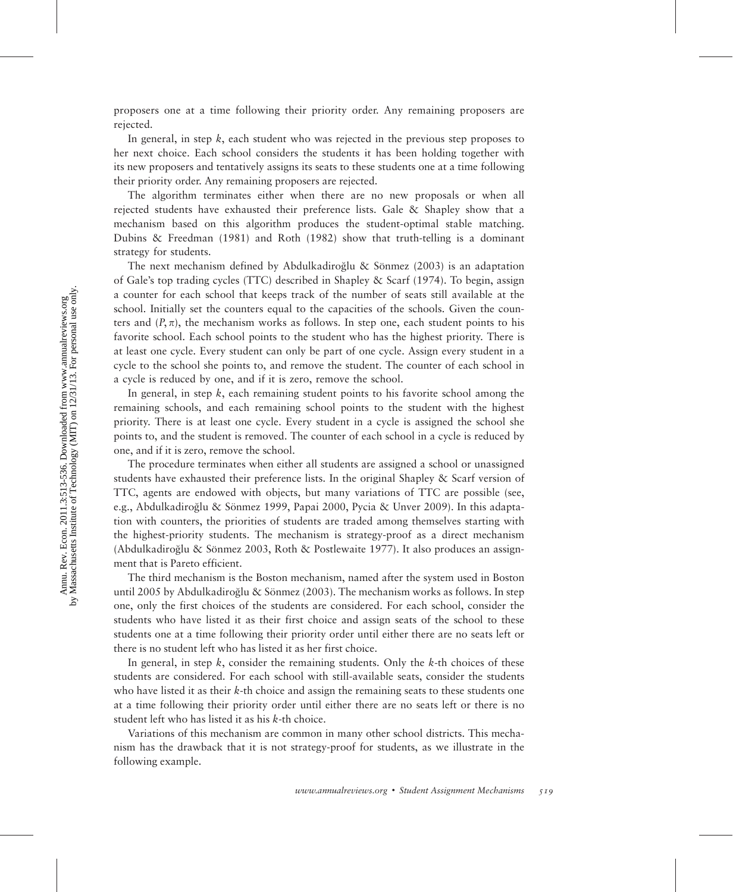proposers one at a time following their priority order. Any remaining proposers are rejected.

In general, in step $k$, each student who was rejected in the previous step proposes to her next choice. Each school considers the students it has been holding together with its new proposers and tentatively assigns its seats to these students one at a time following their priority order. Any remaining proposers are rejected.

The algorithm terminates either when there are no new proposals or when all rejected students have exhausted their preference lists. Gale & Shapley show that a mechanism based on this algorithm produces the student-optimal stable matching. Dubins & Freedman (1981) and Roth (1982) show that truth-telling is a dominant strategy for students.

The next mechanism defined by Abdulkadiroğlu & Sönmez (2003) is an adaptation of Gale's top trading cycles (TTC) described in Shapley & Scarf (1974). To begin, assign a counter for each school that keeps track of the number of seats still available at the school. Initially set the counters equal to the capacities of the schools. Given the counters and $(P, \pi)$, the mechanism works as follows. In step one, each student points to his favorite school. Each school points to the student who has the highest priority. There is at least one cycle. Every student can only be part of one cycle. Assign every student in a cycle to the school she points to, and remove the student. The counter of each school in a cycle is reduced by one, and if it is zero, remove the school.

In general, in step $k$, each remaining student points to his favorite school among the remaining schools, and each remaining school points to the student with the highest priority. There is at least one cycle. Every student in a cycle is assigned the school she points to, and the student is removed. The counter of each school in a cycle is reduced by one, and if it is zero, remove the school.

The procedure terminates when either all students are assigned a school or unassigned students have exhausted their preference lists. In the original Shapley & Scarf version of TTC, agents are endowed with objects, but many variations of TTC are possible (see, e.g., Abdulkadiroğlu & Sönmez 1999, Papai 2000, Pycia & Unver 2009). In this adaptation with counters, the priorities of students are traded among themselves starting with the highest-priority students. The mechanism is strategy-proof as a direct mechanism (Abdulkadiroğlu & Sönmez 2003, Roth & Postlewaite 1977). It also produces an assignment that is Pareto efficient.

The third mechanism is the Boston mechanism, named after the system used in Boston until 2005 by Abdulkadiroğlu & Sönmez (2003). The mechanism works as follows. In step one, only the first choices of the students are considered. For each school, consider the students who have listed it as their first choice and assign seats of the school to these students one at a time following their priority order until either there are no seats left or there is no student left who has listed it as her first choice.

In general, in step $k$, consider the remaining students. Only the $k$-th choices of these students are considered. For each school with still-available seats, consider the students who have listed it as their $k$-th choice and assign the remaining seats to these students one at a time following their priority order until either there are no seats left or there is no student left who has listed it as his $k$-th choice.

Variations of this mechanism are common in many other school districts. This mechanism has the drawback that it is not strategy-proof for students, as we illustrate in the following example.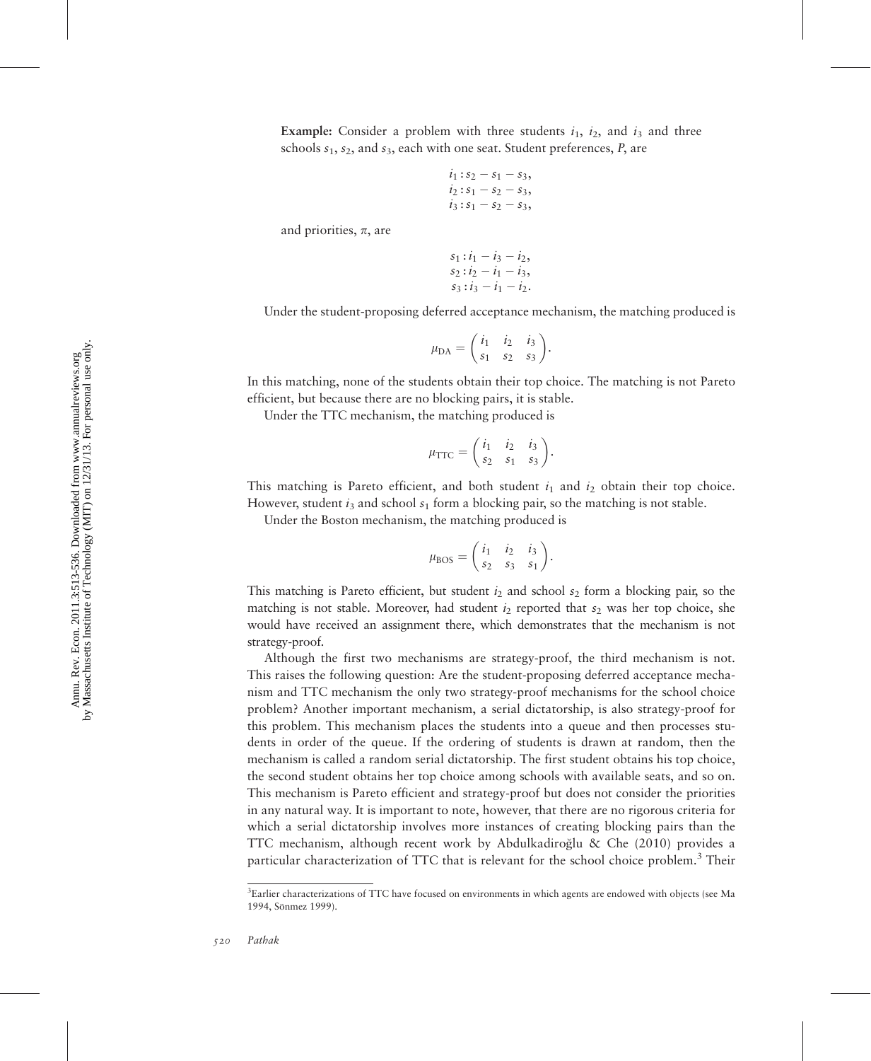**Example:** Consider a problem with three students $i_1$, $i_2$, and $i_3$ and three schools $s_1$, $s_2$, and $s_3$, each with one seat. Student preferences, $P$, are

$$
\begin{aligned}
i_1 &: s_2 - s_1 - s_3, \\
i_2 &: s_1 - s_2 - s_3, \\
i_3 &: s_1 - s_2 - s_3,
\end{aligned}
$$

and priorities, $\pi$, are

$$
\begin{aligned}
s_1 &: i_1 - i_3 - i_2, \\
s_2 &: i_2 - i_1 - i_3, \\
s_3 &: i_3 - i_1 - i_2.
\end{aligned}
$$

Under the student-proposing deferred acceptance mechanism, the matching produced is

$$\mu_{\text{DA}} = \begin{pmatrix} i_1 & i_2 & i_3 \\ s_1 & s_2 & s_3 \end{pmatrix}.$$

In this matching, none of the students obtain their top choice. The matching is not Pareto efficient, but because there are no blocking pairs, it is stable.

Under the TTC mechanism, the matching produced is

$$\mu_{\text{TTC}} = \begin{pmatrix} i_1 & i_2 & i_3 \\ s_2 & s_1 & s_3 \end{pmatrix}.$$

This matching is Pareto efficient, and both student $i_1$ and $i_2$ obtain their top choice. However, student $i_3$ and school $s_1$ form a blocking pair, so the matching is not stable.

Under the Boston mechanism, the matching produced is

$$\mu_{\text{BOS}} = \begin{pmatrix} i_1 & i_2 & i_3 \\ s_2 & s_3 & s_1 \end{pmatrix}.$$

This matching is Pareto efficient, but student $i_2$ and school $s_2$ form a blocking pair, so the matching is not stable. Moreover, had student $i_2$ reported that $s_2$ was her top choice, she would have received an assignment there, which demonstrates that the mechanism is not strategy-proof.

Although the first two mechanisms are strategy-proof, the third mechanism is not. This raises the following question: Are the student-proposing deferred acceptance mechanism and TTC mechanism the only two strategy-proof mechanisms for the school choice problem? Another important mechanism, a serial dictatorship, is also strategy-proof for this problem. This mechanism places the students into a queue and then processes students in order of the queue. If the ordering of students is drawn at random, then the mechanism is called a random serial dictatorship. The first student obtains his top choice, the second student obtains her top choice among schools with available seats, and so on. This mechanism is Pareto efficient and strategy-proof but does not consider the priorities in any natural way. It is important to note, however, that there are no rigorous criteria for which a serial dictatorship involves more instances of creating blocking pairs than the TTC mechanism, although recent work by Abdulkadiroğlu & Che (2010) provides a particular characterization of TTC that is relevant for the school choice problem.[3] Their

[3]Earlier characterizations of TTC have focused on environments in which agents are endowed with objects (see Ma 1994, Sönmez 1999).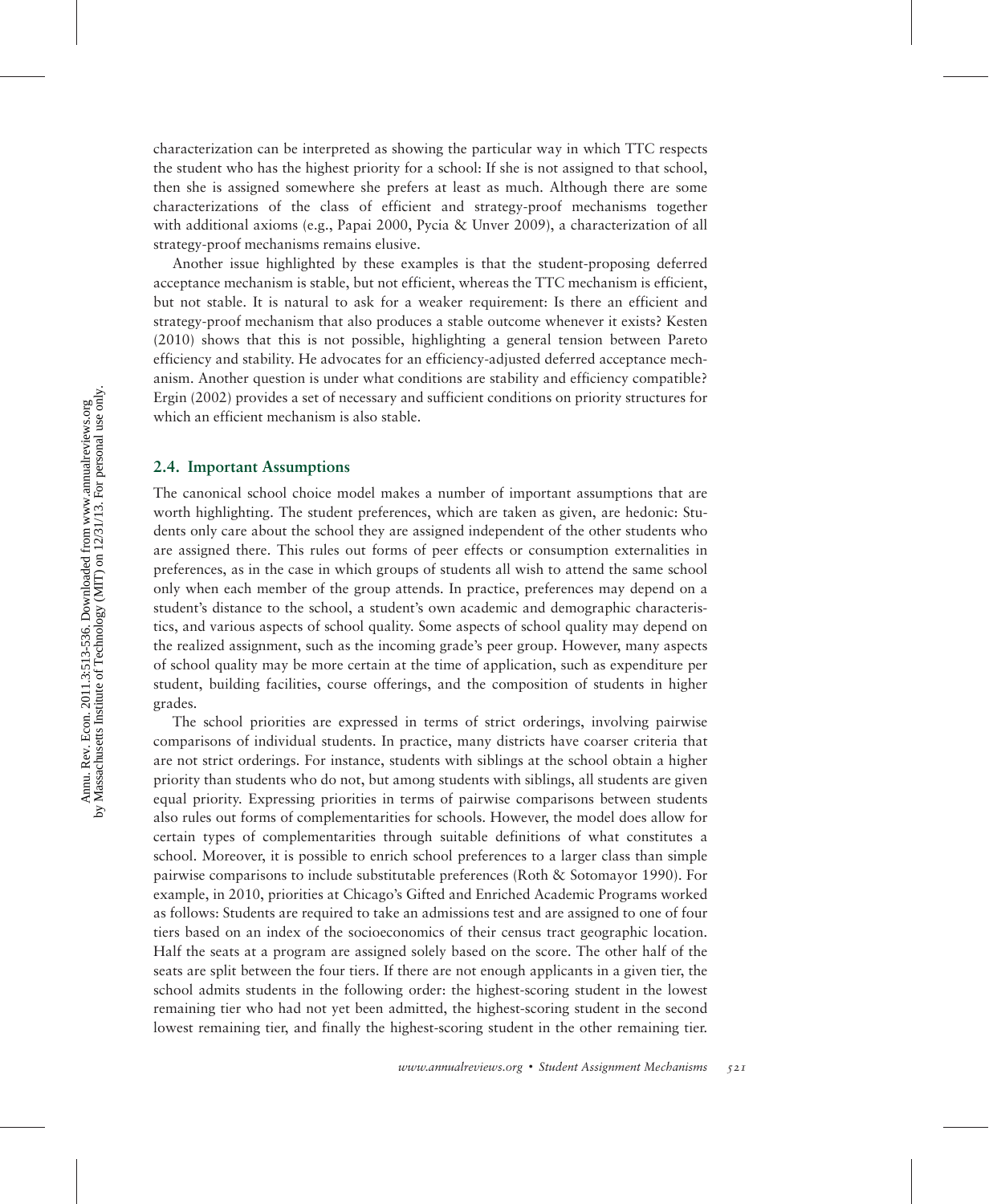characterization can be interpreted as showing the particular way in which TTC respects the student who has the highest priority for a school: If she is not assigned to that school, then she is assigned somewhere she prefers at least as much. Although there are some characterizations of the class of efficient and strategy-proof mechanisms together with additional axioms (e.g., Papai 2000, Pycia & Unver 2009), a characterization of all strategy-proof mechanisms remains elusive.

Another issue highlighted by these examples is that the student-proposing deferred acceptance mechanism is stable, but not efficient, whereas the TTC mechanism is efficient, but not stable. It is natural to ask for a weaker requirement: Is there an efficient and strategy-proof mechanism that also produces a stable outcome whenever it exists? Kesten (2010) shows that this is not possible, highlighting a general tension between Pareto efficiency and stability. He advocates for an efficiency-adjusted deferred acceptance mechanism. Another question is under what conditions are stability and efficiency compatible? Ergin (2002) provides a set of necessary and sufficient conditions on priority structures for which an efficient mechanism is also stable.

### 2.4. Important Assumptions

The canonical school choice model makes a number of important assumptions that are worth highlighting. The student preferences, which are taken as given, are hedonic: Students only care about the school they are assigned independent of the other students who are assigned there. This rules out forms of peer effects or consumption externalities in preferences, as in the case in which groups of students all wish to attend the same school only when each member of the group attends. In practice, preferences may depend on a student's distance to the school, a student's own academic and demographic characteristics, and various aspects of school quality. Some aspects of school quality may depend on the realized assignment, such as the incoming grade's peer group. However, many aspects of school quality may be more certain at the time of application, such as expenditure per student, building facilities, course offerings, and the composition of students in higher grades.

The school priorities are expressed in terms of strict orderings, involving pairwise comparisons of individual students. In practice, many districts have coarser criteria that are not strict orderings. For instance, students with siblings at the school obtain a higher priority than students who do not, but among students with siblings, all students are given equal priority. Expressing priorities in terms of pairwise comparisons between students also rules out forms of complementarities for schools. However, the model does allow for certain types of complementarities through suitable definitions of what constitutes a school. Moreover, it is possible to enrich school preferences to a larger class than simple pairwise comparisons to include substitutable preferences (Roth & Sotomayor 1990). For example, in 2010, priorities at Chicago's Gifted and Enriched Academic Programs worked as follows: Students are required to take an admissions test and are assigned to one of four tiers based on an index of the socioeconomics of their census tract geographic location. Half the seats at a program are assigned solely based on the score. The other half of the seats are split between the four tiers. If there are not enough applicants in a given tier, the school admits students in the following order: the highest-scoring student in the lowest remaining tier who had not yet been admitted, the highest-scoring student in the second lowest remaining tier, and finally the highest-scoring student in the other remaining tier.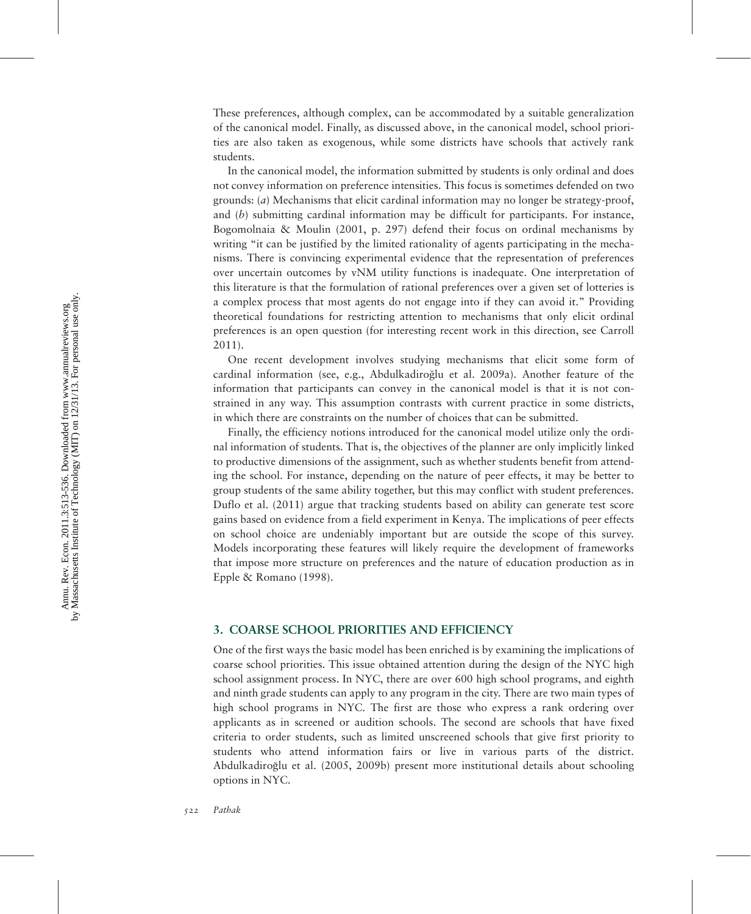These preferences, although complex, can be accommodated by a suitable generalization of the canonical model. Finally, as discussed above, in the canonical model, school priorities are also taken as exogenous, while some districts have schools that actively rank students.

In the canonical model, the information submitted by students is only ordinal and does not convey information on preference intensities. This focus is sometimes defended on two grounds: (*a*) Mechanisms that elicit cardinal information may no longer be strategy-proof, and (*b*) submitting cardinal information may be difficult for participants. For instance, Bogomolnaia & Moulin (2001, p. 297) defend their focus on ordinal mechanisms by writing "it can be justified by the limited rationality of agents participating in the mechanisms. There is convincing experimental evidence that the representation of preferences over uncertain outcomes by vNM utility functions is inadequate. One interpretation of this literature is that the formulation of rational preferences over a given set of lotteries is a complex process that most agents do not engage into if they can avoid it." Providing theoretical foundations for restricting attention to mechanisms that only elicit ordinal preferences is an open question (for interesting recent work in this direction, see Carroll 2011).

One recent development involves studying mechanisms that elicit some form of cardinal information (see, e.g., Abdulkadiroğlu et al. 2009a). Another feature of the information that participants can convey in the canonical model is that it is not constrained in any way. This assumption contrasts with current practice in some districts, in which there are constraints on the number of choices that can be submitted.

Finally, the efficiency notions introduced for the canonical model utilize only the ordinal information of students. That is, the objectives of the planner are only implicitly linked to productive dimensions of the assignment, such as whether students benefit from attending the school. For instance, depending on the nature of peer effects, it may be better to group students of the same ability together, but this may conflict with student preferences. Duflo et al. (2011) argue that tracking students based on ability can generate test score gains based on evidence from a field experiment in Kenya. The implications of peer effects on school choice are undeniably important but are outside the scope of this survey. Models incorporating these features will likely require the development of frameworks that impose more structure on preferences and the nature of education production as in Epple & Romano (1998).

## 3. COARSE SCHOOL PRIORITIES AND EFFICIENCY

One of the first ways the basic model has been enriched is by examining the implications of coarse school priorities. This issue obtained attention during the design of the NYC high school assignment process. In NYC, there are over 600 high school programs, and eighth and ninth grade students can apply to any program in the city. There are two main types of high school programs in NYC. The first are those who express a rank ordering over applicants as in screened or audition schools. The second are schools that have fixed criteria to order students, such as limited unscreened schools that give first priority to students who attend information fairs or live in various parts of the district. Abdulkadiroğlu et al. (2005, 2009b) present more institutional details about schooling options in NYC.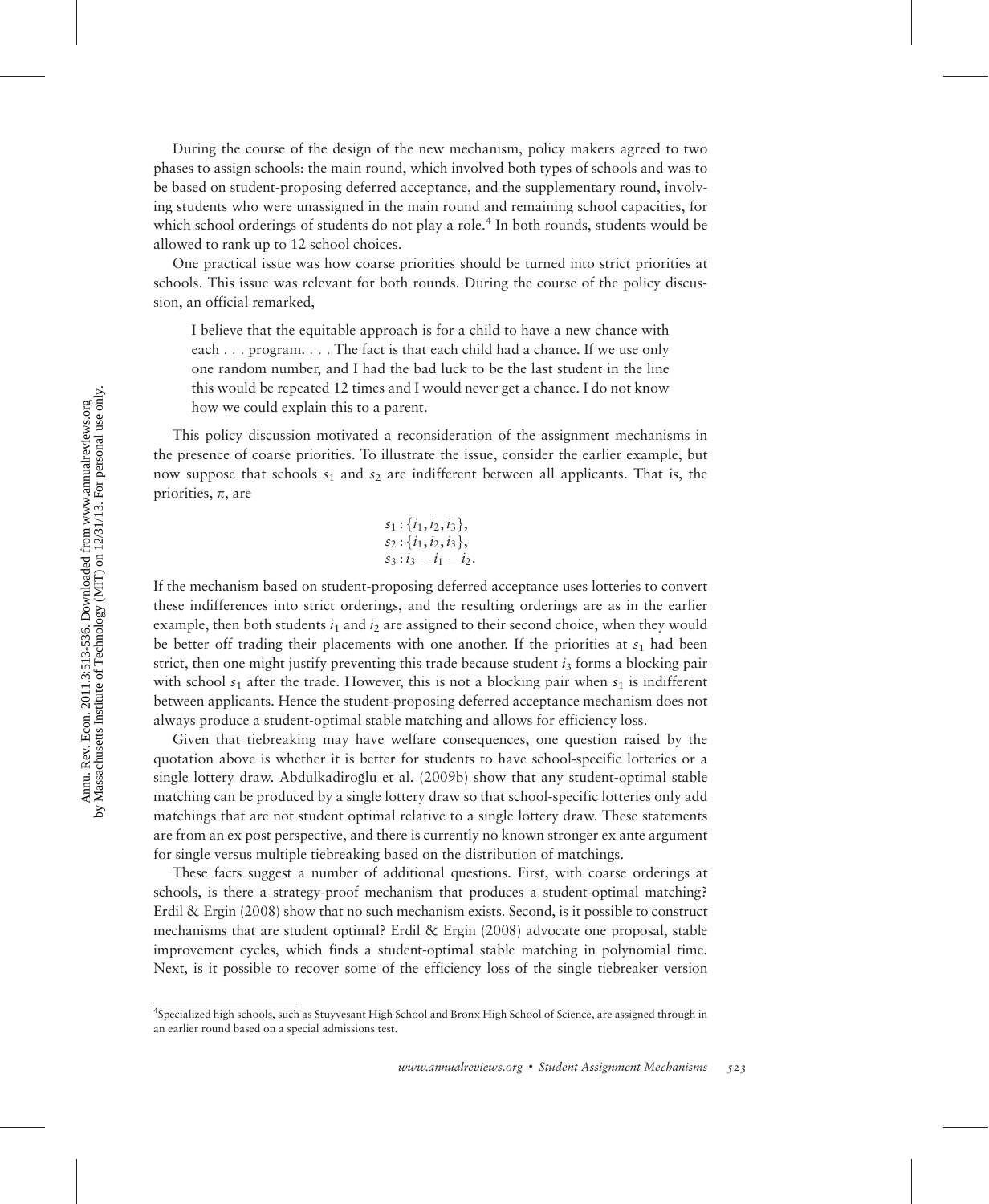During the course of the design of the new mechanism, policy makers agreed to two phases to assign schools: the main round, which involved both types of schools and was to be based on student-proposing deferred acceptance, and the supplementary round, involving students who were unassigned in the main round and remaining school capacities, for which school orderings of students do not play a role.[4] In both rounds, students would be allowed to rank up to 12 school choices.

One practical issue was how coarse priorities should be turned into strict priorities at schools. This issue was relevant for both rounds. During the course of the policy discussion, an official remarked,

> I believe that the equitable approach is for a child to have a new chance with each . . . program. . . . The fact is that each child had a chance. If we use only one random number, and I had the bad luck to be the last student in the line this would be repeated 12 times and I would never get a chance. I do not know how we could explain this to a parent.

This policy discussion motivated a reconsideration of the assignment mechanisms in the presence of coarse priorities. To illustrate the issue, consider the earlier example, but now suppose that schools $s_1$ and $s_2$ are indifferent between all applicants. That is, the priorities, $\pi$, are

$$
\begin{aligned}
s_1 &: \{i_1, i_2, i_3\},\\
s_2 &: \{i_1, i_2, i_3\},\\
s_3 &: i_3 - i_1 - i_2.
\end{aligned}
$$

If the mechanism based on student-proposing deferred acceptance uses lotteries to convert these indifferences into strict orderings, and the resulting orderings are as in the earlier example, then both students $i_1$ and $i_2$ are assigned to their second choice, when they would be better off trading their placements with one another. If the priorities at $s_1$ had been strict, then one might justify preventing this trade because student $i_3$ forms a blocking pair with school $s_1$ after the trade. However, this is not a blocking pair when $s_1$ is indifferent between applicants. Hence the student-proposing deferred acceptance mechanism does not always produce a student-optimal stable matching and allows for efficiency loss.

Given that tiebreaking may have welfare consequences, one question raised by the quotation above is whether it is better for students to have school-specific lotteries or a single lottery draw. Abdulkadiroğlu et al. (2009b) show that any student-optimal stable matching can be produced by a single lottery draw so that school-specific lotteries only add matchings that are not student optimal relative to a single lottery draw. These statements are from an ex post perspective, and there is currently no known stronger ex ante argument for single versus multiple tiebreaking based on the distribution of matchings.

These facts suggest a number of additional questions. First, with coarse orderings at schools, is there a strategy-proof mechanism that produces a student-optimal matching? Erdil & Ergin (2008) show that no such mechanism exists. Second, is it possible to construct mechanisms that are student optimal? Erdil & Ergin (2008) advocate one proposal, stable improvement cycles, which finds a student-optimal stable matching in polynomial time. Next, is it possible to recover some of the efficiency loss of the single tiebreaker version

[4] Specialized high schools, such as Stuyvesant High School and Bronx High School of Science, are assigned through in an earlier round based on a special admissions test.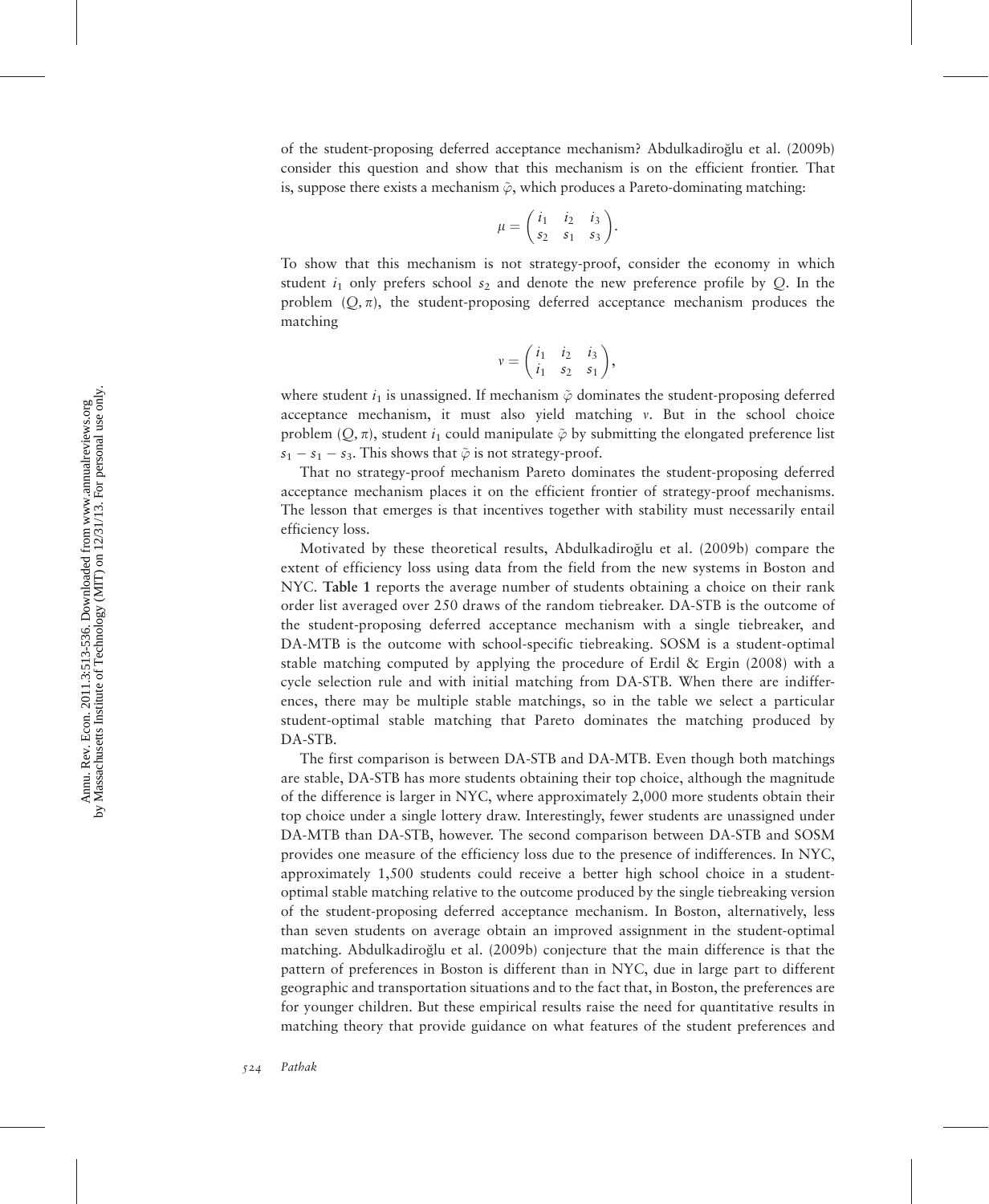of the student-proposing deferred acceptance mechanism? Abdulkadiroğlu et al. (2009b) consider this question and show that this mechanism is on the efficient frontier. That is, suppose there exists a mechanism $\tilde{\varphi}$, which produces a Pareto-dominating matching:

$$\mu = \begin{pmatrix} i_1 & i_2 & i_3 \\ s_2 & s_1 & s_3 \end{pmatrix}.$$

To show that this mechanism is not strategy-proof, consider the economy in which student $i_1$ only prefers school $s_2$ and denote the new preference profile by $Q$. In the problem $(Q, \pi)$, the student-proposing deferred acceptance mechanism produces the matching

$$v = \begin{pmatrix} i_1 & i_2 & i_3 \\ i_1 & s_2 & s_1 \end{pmatrix},$$

where student $i_1$ is unassigned. If mechanism $\tilde{\varphi}$ dominates the student-proposing deferred acceptance mechanism, it must also yield matching $v$. But in the school choice problem $(Q, \pi)$, student $i_1$ could manipulate $\tilde{\varphi}$ by submitting the elongated preference list $s_1 - s_1 - s_3$. This shows that $\tilde{\varphi}$ is not strategy-proof.

That no strategy-proof mechanism Pareto dominates the student-proposing deferred acceptance mechanism places it on the efficient frontier of strategy-proof mechanisms. The lesson that emerges is that incentives together with stability must necessarily entail efficiency loss.

Motivated by these theoretical results, Abdulkadiroğlu et al. (2009b) compare the extent of efficiency loss using data from the field from the new systems in Boston and NYC. **Table 1** reports the average number of students obtaining a choice on their rank order list averaged over 250 draws of the random tiebreaker. DA-STB is the outcome of the student-proposing deferred acceptance mechanism with a single tiebreaker, and DA-MTB is the outcome with school-specific tiebreaking. SOSM is a student-optimal stable matching computed by applying the procedure of Erdil & Ergin (2008) with a cycle selection rule and with initial matching from DA-STB. When there are indifferences, there may be multiple stable matchings, so in the table we select a particular student-optimal stable matching that Pareto dominates the matching produced by DA-STB.

The first comparison is between DA-STB and DA-MTB. Even though both matchings are stable, DA-STB has more students obtaining their top choice, although the magnitude of the difference is larger in NYC, where approximately 2,000 more students obtain their top choice under a single lottery draw. Interestingly, fewer students are unassigned under DA-MTB than DA-STB, however. The second comparison between DA-STB and SOSM provides one measure of the efficiency loss due to the presence of indifferences. In NYC, approximately 1,500 students could receive a better high school choice in a student-optimal stable matching relative to the outcome produced by the single tiebreaking version of the student-proposing deferred acceptance mechanism. In Boston, alternatively, less than seven students on average obtain an improved assignment in the student-optimal matching. Abdulkadiroğlu et al. (2009b) conjecture that the main difference is that the pattern of preferences in Boston is different than in NYC, due in large part to different geographic and transportation situations and to the fact that, in Boston, the preferences are for younger children. But these empirical results raise the need for quantitative results in matching theory that provide guidance on what features of the student preferences and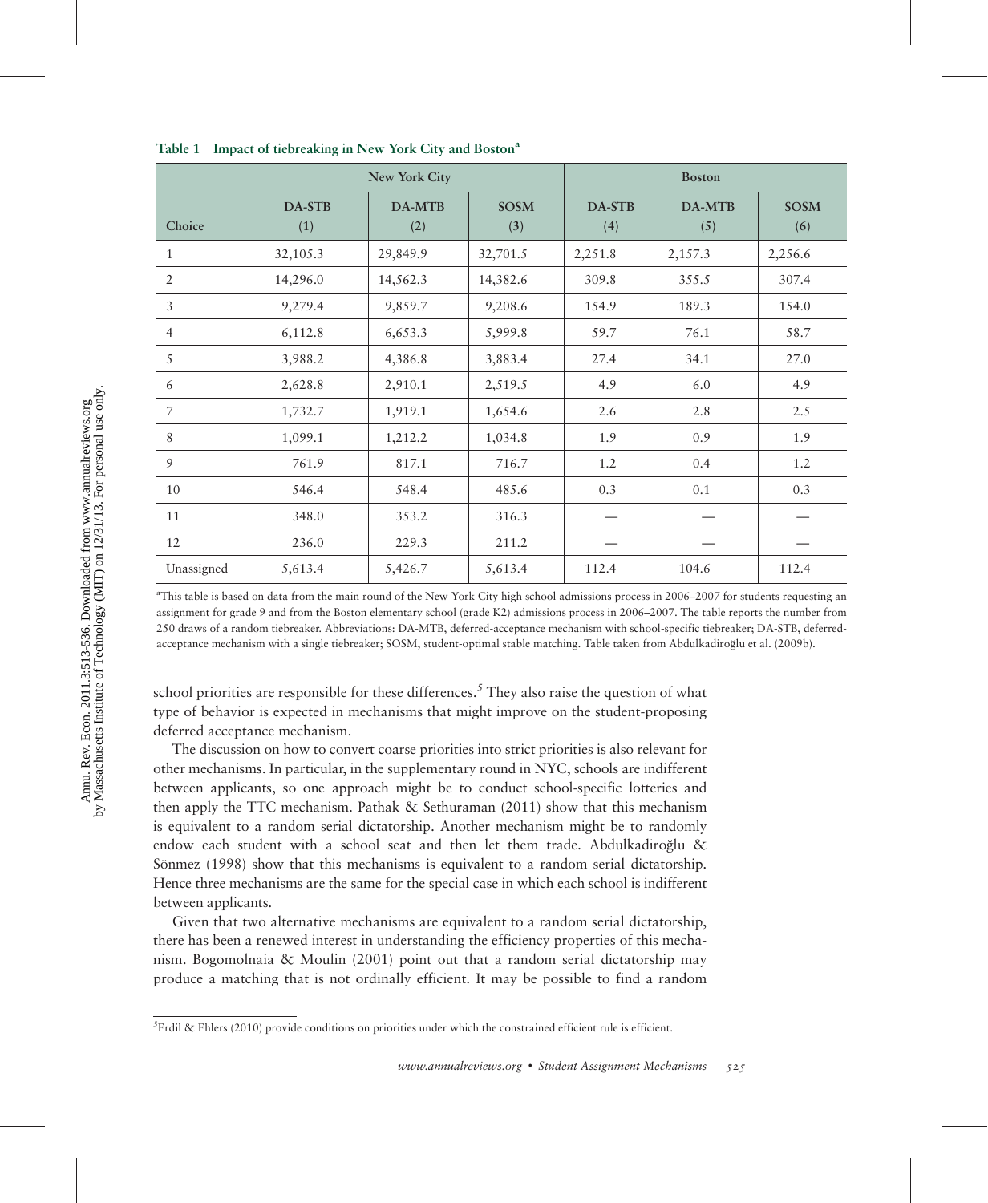**Table 1 Impact of tiebreaking in New York City and Boston[a]**

| Choice | New York City | | | Boston | | |
|---|---|---|---|---|---|---|
| | DA-STB (1) | DA-MTB (2) | SOSM (3) | DA-STB (4) | DA-MTB (5) | SOSM (6) |
| 1 | 32,105.3 | 29,849.9 | 32,701.5 | 2,251.8 | 2,157.3 | 2,256.6 |
| 2 | 14,296.0 | 14,562.3 | 14,382.6 | 309.8 | 355.5 | 307.4 |
| 3 | 9,279.4 | 9,859.7 | 9,208.6 | 154.9 | 189.3 | 154.0 |
| 4 | 6,112.8 | 6,653.3 | 5,999.8 | 59.7 | 76.1 | 58.7 |
| 5 | 3,988.2 | 4,386.8 | 3,883.4 | 27.4 | 34.1 | 27.0 |
| 6 | 2,628.8 | 2,910.1 | 2,519.5 | 4.9 | 6.0 | 4.9 |
| 7 | 1,732.7 | 1,919.1 | 1,654.6 | 2.6 | 2.8 | 2.5 |
| 8 | 1,099.1 | 1,212.2 | 1,034.8 | 1.9 | 0.9 | 1.9 |
| 9 | 761.9 | 817.1 | 716.7 | 1.2 | 0.4 | 1.2 |
| 10 | 546.4 | 548.4 | 485.6 | 0.3 | 0.1 | 0.3 |
| 11 | 348.0 | 353.2 | 316.3 | — | — | — |
| 12 | 236.0 | 229.3 | 211.2 | — | — | — |
| Unassigned | 5,613.4 | 5,426.7 | 5,613.4 | 112.4 | 104.6 | 112.4 |

[a]This table is based on data from the main round of the New York City high school admissions process in 2006–2007 for students requesting an assignment for grade 9 and from the Boston elementary school (grade K2) admissions process in 2006–2007. The table reports the number from 250 draws of a random tiebreaker. Abbreviations: DA-MTB, deferred-acceptance mechanism with school-specific tiebreaker; DA-STB, deferred-acceptance mechanism with a single tiebreaker; SOSM, student-optimal stable matching. Table taken from Abdulkadiroğlu et al. (2009b).

school priorities are responsible for these differences.[5] They also raise the question of what type of behavior is expected in mechanisms that might improve on the student-proposing deferred acceptance mechanism.

The discussion on how to convert coarse priorities into strict priorities is also relevant for other mechanisms. In particular, in the supplementary round in NYC, schools are indifferent between applicants, so one approach might be to conduct school-specific lotteries and then apply the TTC mechanism. Pathak & Sethuraman (2011) show that this mechanism is equivalent to a random serial dictatorship. Another mechanism might be to randomly endow each student with a school seat and then let them trade. Abdulkadiroğlu & Sönmez (1998) show that this mechanisms is equivalent to a random serial dictatorship. Hence three mechanisms are the same for the special case in which each school is indifferent between applicants.

Given that two alternative mechanisms are equivalent to a random serial dictatorship, there has been a renewed interest in understanding the efficiency properties of this mechanism. Bogomolnaia & Moulin (2001) point out that a random serial dictatorship may produce a matching that is not ordinally efficient. It may be possible to find a random

[5]Erdil & Ehlers (2010) provide conditions on priorities under which the constrained efficient rule is efficient.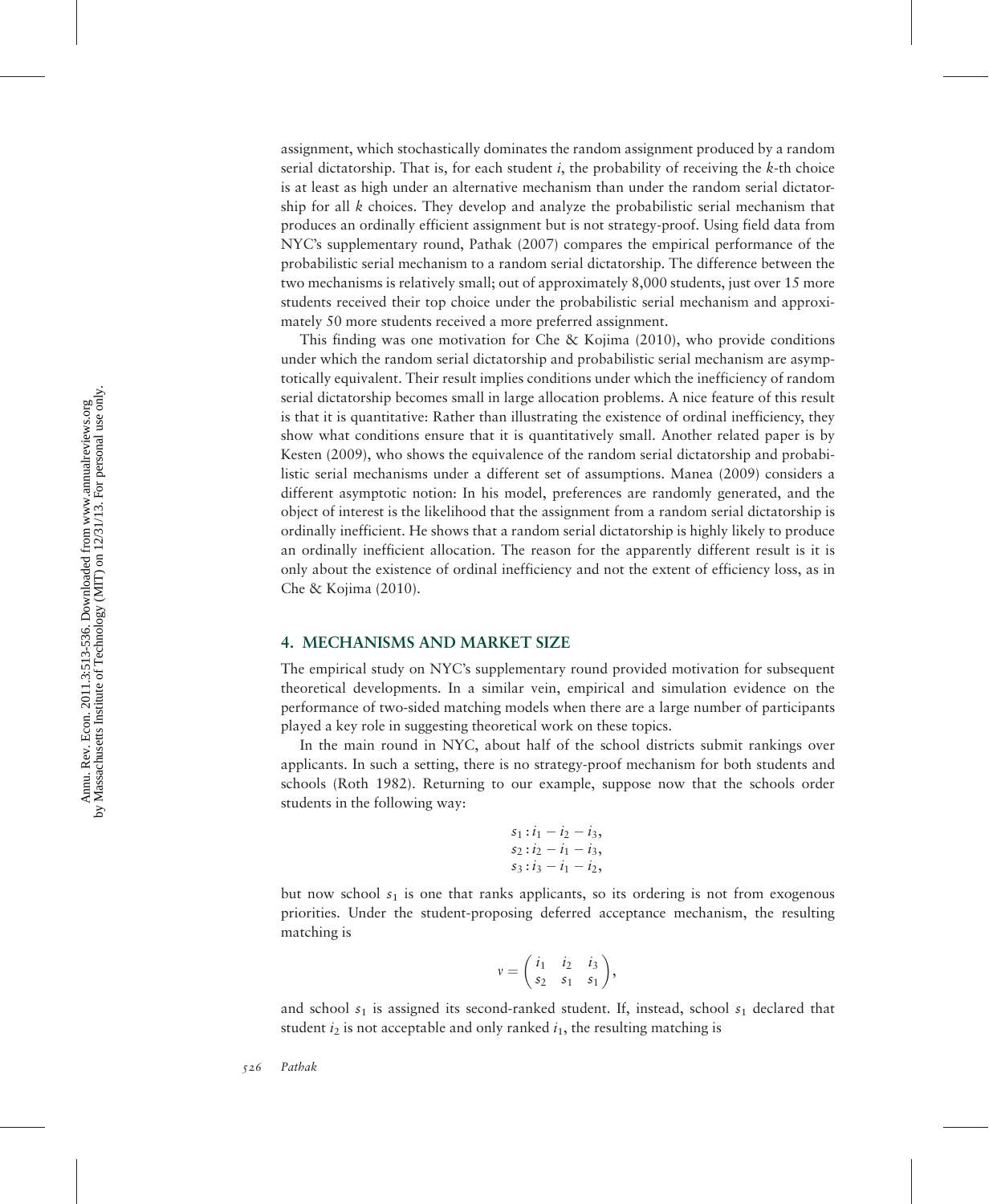assignment, which stochastically dominates the random assignment produced by a random serial dictatorship. That is, for each student $i$, the probability of receiving the $k$-th choice is at least as high under an alternative mechanism than under the random serial dictatorship for all $k$ choices. They develop and analyze the probabilistic serial mechanism that produces an ordinally efficient assignment but is not strategy-proof. Using field data from NYC's supplementary round, Pathak (2007) compares the empirical performance of the probabilistic serial mechanism to a random serial dictatorship. The difference between the two mechanisms is relatively small; out of approximately 8,000 students, just over 15 more students received their top choice under the probabilistic serial mechanism and approximately 50 more students received a more preferred assignment.

This finding was one motivation for Che & Kojima (2010), who provide conditions under which the random serial dictatorship and probabilistic serial mechanism are asymptotically equivalent. Their result implies conditions under which the inefficiency of random serial dictatorship becomes small in large allocation problems. A nice feature of this result is that it is quantitative: Rather than illustrating the existence of ordinal inefficiency, they show what conditions ensure that it is quantitatively small. Another related paper is by Kesten (2009), who shows the equivalence of the random serial dictatorship and probabilistic serial mechanisms under a different set of assumptions. Manea (2009) considers a different asymptotic notion: In his model, preferences are randomly generated, and the object of interest is the likelihood that the assignment from a random serial dictatorship is ordinally inefficient. He shows that a random serial dictatorship is highly likely to produce an ordinally inefficient allocation. The reason for the apparently different result is it is only about the existence of ordinal inefficiency and not the extent of efficiency loss, as in Che & Kojima (2010).

## 4. MECHANISMS AND MARKET SIZE

The empirical study on NYC's supplementary round provided motivation for subsequent theoretical developments. In a similar vein, empirical and simulation evidence on the performance of two-sided matching models when there are a large number of participants played a key role in suggesting theoretical work on these topics.

In the main round in NYC, about half of the school districts submit rankings over applicants. In such a setting, there is no strategy-proof mechanism for both students and schools (Roth 1982). Returning to our example, suppose now that the schools order students in the following way:

$$s_1 : i_1 - i_2 - i_3,$$
$$s_2 : i_2 - i_1 - i_3,$$
$$s_3 : i_3 - i_1 - i_2,$$

but now school $s_1$ is one that ranks applicants, so its ordering is not from exogenous priorities. Under the student-proposing deferred acceptance mechanism, the resulting matching is

$$\nu = \begin{pmatrix} i_1 & i_2 & i_3 \\ s_2 & s_1 & s_1 \end{pmatrix},$$

and school $s_1$ is assigned its second-ranked student. If, instead, school $s_1$ declared that student $i_2$ is not acceptable and only ranked $i_1$, the resulting matching is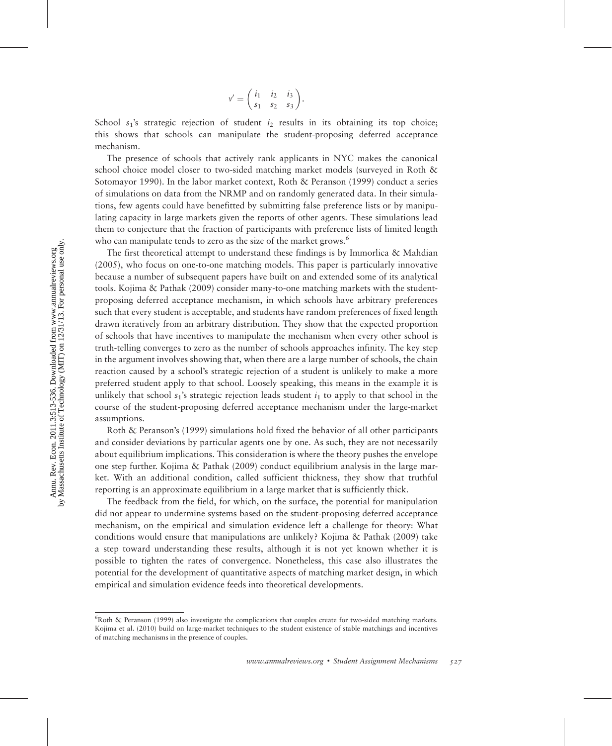$$v' = \begin{pmatrix} i_1 & i_2 & i_3 \\ s_1 & s_2 & s_3 \end{pmatrix}.$$

School $s_1$'s strategic rejection of student $i_2$ results in its obtaining its top choice; this shows that schools can manipulate the student-proposing deferred acceptance mechanism.

The presence of schools that actively rank applicants in NYC makes the canonical school choice model closer to two-sided matching market models (surveyed in Roth & Sotomayor 1990). In the labor market context, Roth & Peranson (1999) conduct a series of simulations on data from the NRMP and on randomly generated data. In their simulations, few agents could have benefitted by submitting false preference lists or by manipulating capacity in large markets given the reports of other agents. These simulations lead them to conjecture that the fraction of participants with preference lists of limited length who can manipulate tends to zero as the size of the market grows.[6]

The first theoretical attempt to understand these findings is by Immorlica & Mahdian (2005), who focus on one-to-one matching models. This paper is particularly innovative because a number of subsequent papers have built on and extended some of its analytical tools. Kojima & Pathak (2009) consider many-to-one matching markets with the student-proposing deferred acceptance mechanism, in which schools have arbitrary preferences such that every student is acceptable, and students have random preferences of fixed length drawn iteratively from an arbitrary distribution. They show that the expected proportion of schools that have incentives to manipulate the mechanism when every other school is truth-telling converges to zero as the number of schools approaches infinity. The key step in the argument involves showing that, when there are a large number of schools, the chain reaction caused by a school's strategic rejection of a student is unlikely to make a more preferred student apply to that school. Loosely speaking, this means in the example it is unlikely that school $s_1$'s strategic rejection leads student $i_1$ to apply to that school in the course of the student-proposing deferred acceptance mechanism under the large-market assumptions.

Roth & Peranson's (1999) simulations hold fixed the behavior of all other participants and consider deviations by particular agents one by one. As such, they are not necessarily about equilibrium implications. This consideration is where the theory pushes the envelope one step further. Kojima & Pathak (2009) conduct equilibrium analysis in the large market. With an additional condition, called sufficient thickness, they show that truthful reporting is an approximate equilibrium in a large market that is sufficiently thick.

The feedback from the field, for which, on the surface, the potential for manipulation did not appear to undermine systems based on the student-proposing deferred acceptance mechanism, on the empirical and simulation evidence left a challenge for theory: What conditions would ensure that manipulations are unlikely? Kojima & Pathak (2009) take a step toward understanding these results, although it is not yet known whether it is possible to tighten the rates of convergence. Nonetheless, this case also illustrates the potential for the development of quantitative aspects of matching market design, in which empirical and simulation evidence feeds into theoretical developments.

---

[6]Roth & Peranson (1999) also investigate the complications that couples create for two-sided matching markets. Kojima et al. (2010) build on large-market techniques to the student existence of stable matchings and incentives of matching mechanisms in the presence of couples.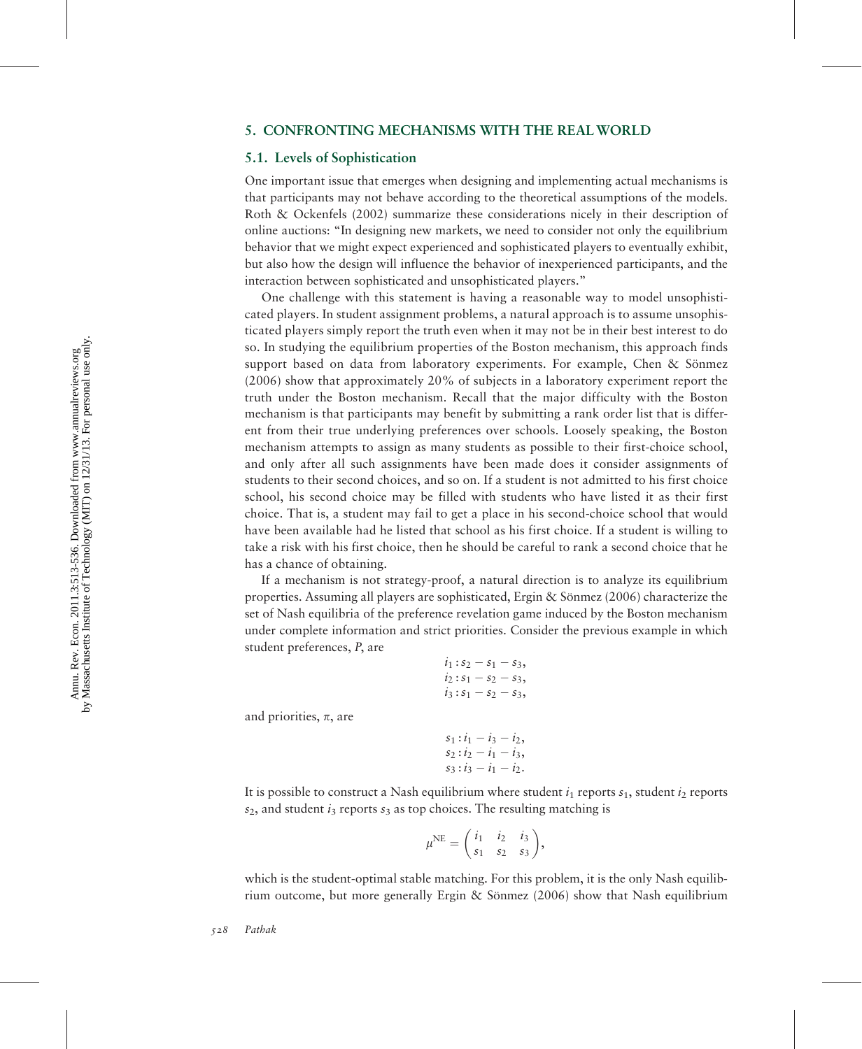## 5. CONFRONTING MECHANISMS WITH THE REAL WORLD

### 5.1. Levels of Sophistication

One important issue that emerges when designing and implementing actual mechanisms is that participants may not behave according to the theoretical assumptions of the models. Roth & Ockenfels (2002) summarize these considerations nicely in their description of online auctions: "In designing new markets, we need to consider not only the equilibrium behavior that we might expect experienced and sophisticated players to eventually exhibit, but also how the design will influence the behavior of inexperienced participants, and the interaction between sophisticated and unsophisticated players."

One challenge with this statement is having a reasonable way to model unsophisticated players. In student assignment problems, a natural approach is to assume unsophisticated players simply report the truth even when it may not be in their best interest to do so. In studying the equilibrium properties of the Boston mechanism, this approach finds support based on data from laboratory experiments. For example, Chen & Sönmez (2006) show that approximately 20% of subjects in a laboratory experiment report the truth under the Boston mechanism. Recall that the major difficulty with the Boston mechanism is that participants may benefit by submitting a rank order list that is different from their true underlying preferences over schools. Loosely speaking, the Boston mechanism attempts to assign as many students as possible to their first-choice school, and only after all such assignments have been made does it consider assignments of students to their second choices, and so on. If a student is not admitted to his first choice school, his second choice may be filled with students who have listed it as their first choice. That is, a student may fail to get a place in his second-choice school that would have been available had he listed that school as his first choice. If a student is willing to take a risk with his first choice, then he should be careful to rank a second choice that he has a chance of obtaining.

If a mechanism is not strategy-proof, a natural direction is to analyze its equilibrium properties. Assuming all players are sophisticated, Ergin & Sönmez (2006) characterize the set of Nash equilibria of the preference revelation game induced by the Boston mechanism under complete information and strict priorities. Consider the previous example in which student preferences, $P$, are

$$
\begin{aligned}
i_1 &: s_2 - s_1 - s_3, \\
i_2 &: s_1 - s_2 - s_3, \\
i_3 &: s_1 - s_2 - s_3,
\end{aligned}
$$

and priorities, $\pi$, are

$$
\begin{aligned}
s_1 &: i_1 - i_3 - i_2, \\
s_2 &: i_2 - i_1 - i_3, \\
s_3 &: i_3 - i_1 - i_2.
\end{aligned}
$$

It is possible to construct a Nash equilibrium where student $i_1$ reports $s_1$, student $i_2$ reports $s_2$, and student $i_3$ reports $s_3$ as top choices. The resulting matching is

$$
\mu^{\mathrm{NE}} = \begin{pmatrix} i_1 & i_2 & i_3 \\ s_1 & s_2 & s_3 \end{pmatrix},
$$

which is the student-optimal stable matching. For this problem, it is the only Nash equilibrium outcome, but more generally Ergin & Sönmez (2006) show that Nash equilibrium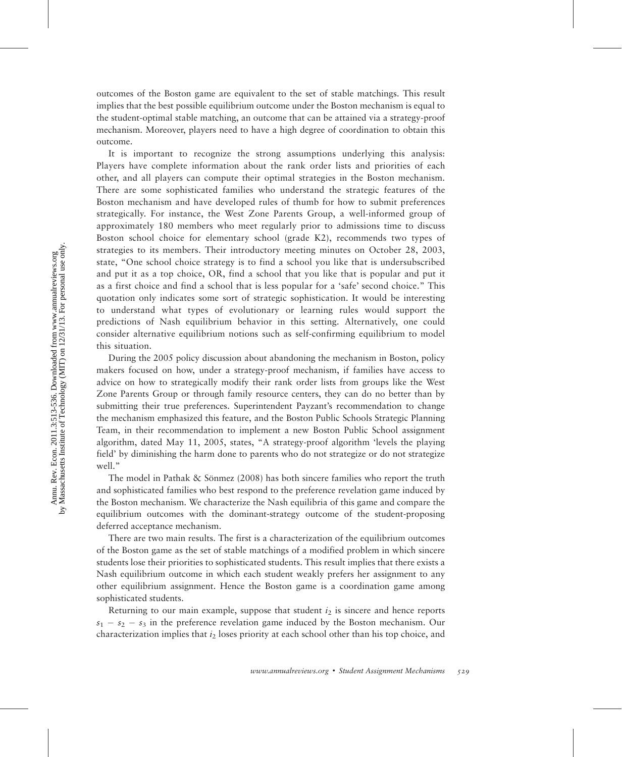outcomes of the Boston game are equivalent to the set of stable matchings. This result implies that the best possible equilibrium outcome under the Boston mechanism is equal to the student-optimal stable matching, an outcome that can be attained via a strategy-proof mechanism. Moreover, players need to have a high degree of coordination to obtain this outcome.

It is important to recognize the strong assumptions underlying this analysis: Players have complete information about the rank order lists and priorities of each other, and all players can compute their optimal strategies in the Boston mechanism. There are some sophisticated families who understand the strategic features of the Boston mechanism and have developed rules of thumb for how to submit preferences strategically. For instance, the West Zone Parents Group, a well-informed group of approximately 180 members who meet regularly prior to admissions time to discuss Boston school choice for elementary school (grade K2), recommends two types of strategies to its members. Their introductory meeting minutes on October 28, 2003, state, "One school choice strategy is to find a school you like that is undersubscribed and put it as a top choice, OR, find a school that you like that is popular and put it as a first choice and find a school that is less popular for a 'safe' second choice." This quotation only indicates some sort of strategic sophistication. It would be interesting to understand what types of evolutionary or learning rules would support the predictions of Nash equilibrium behavior in this setting. Alternatively, one could consider alternative equilibrium notions such as self-confirming equilibrium to model this situation.

During the 2005 policy discussion about abandoning the mechanism in Boston, policy makers focused on how, under a strategy-proof mechanism, if families have access to advice on how to strategically modify their rank order lists from groups like the West Zone Parents Group or through family resource centers, they can do no better than by submitting their true preferences. Superintendent Payzant's recommendation to change the mechanism emphasized this feature, and the Boston Public Schools Strategic Planning Team, in their recommendation to implement a new Boston Public School assignment algorithm, dated May 11, 2005, states, "A strategy-proof algorithm 'levels the playing field' by diminishing the harm done to parents who do not strategize or do not strategize well."

The model in Pathak & Sönmez (2008) has both sincere families who report the truth and sophisticated families who best respond to the preference revelation game induced by the Boston mechanism. We characterize the Nash equilibria of this game and compare the equilibrium outcomes with the dominant-strategy outcome of the student-proposing deferred acceptance mechanism.

There are two main results. The first is a characterization of the equilibrium outcomes of the Boston game as the set of stable matchings of a modified problem in which sincere students lose their priorities to sophisticated students. This result implies that there exists a Nash equilibrium outcome in which each student weakly prefers her assignment to any other equilibrium assignment. Hence the Boston game is a coordination game among sophisticated students.

Returning to our main example, suppose that student $i_2$ is sincere and hence reports $s_1 - s_2 - s_3$ in the preference revelation game induced by the Boston mechanism. Our characterization implies that $i_2$ loses priority at each school other than his top choice, and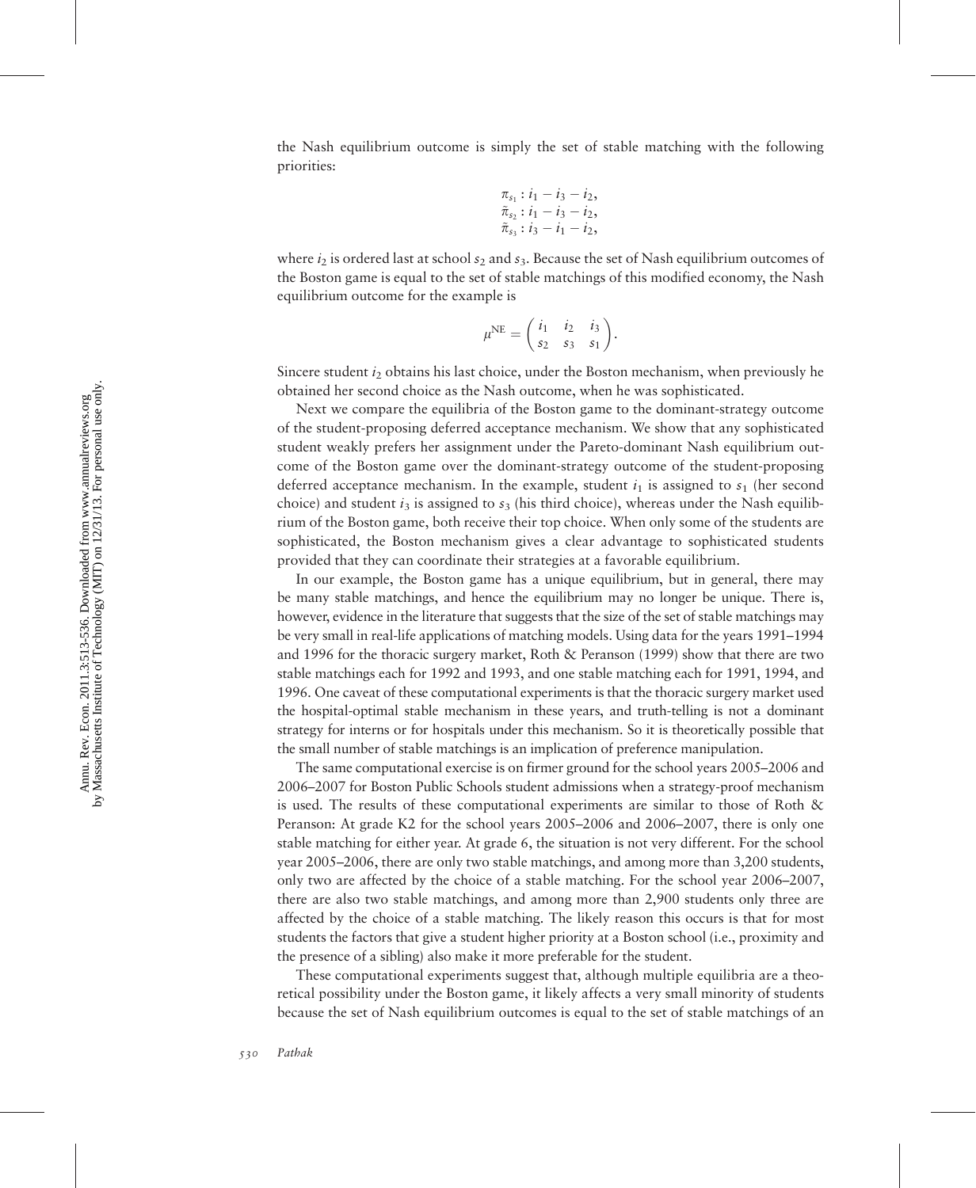the Nash equilibrium outcome is simply the set of stable matching with the following priorities:

$$\begin{aligned}
\pi_{s_1} &: i_1 - i_3 - i_2, \\
\tilde{\pi}_{s_2} &: i_1 - i_3 - i_2, \\
\tilde{\pi}_{s_3} &: i_3 - i_1 - i_2,
\end{aligned}$$

where $i_2$ is ordered last at school $s_2$ and $s_3$. Because the set of Nash equilibrium outcomes of the Boston game is equal to the set of stable matchings of this modified economy, the Nash equilibrium outcome for the example is

$$\mu^{\text{NE}} = \begin{pmatrix} i_1 & i_2 & i_3 \\ s_2 & s_3 & s_1 \end{pmatrix}.$$

Sincere student $i_2$ obtains his last choice, under the Boston mechanism, when previously he obtained her second choice as the Nash outcome, when he was sophisticated.

Next we compare the equilibria of the Boston game to the dominant-strategy outcome of the student-proposing deferred acceptance mechanism. We show that any sophisticated student weakly prefers her assignment under the Pareto-dominant Nash equilibrium outcome of the Boston game over the dominant-strategy outcome of the student-proposing deferred acceptance mechanism. In the example, student $i_1$ is assigned to $s_1$ (her second choice) and student $i_3$ is assigned to $s_3$ (his third choice), whereas under the Nash equilibrium of the Boston game, both receive their top choice. When only some of the students are sophisticated, the Boston mechanism gives a clear advantage to sophisticated students provided that they can coordinate their strategies at a favorable equilibrium.

In our example, the Boston game has a unique equilibrium, but in general, there may be many stable matchings, and hence the equilibrium may no longer be unique. There is, however, evidence in the literature that suggests that the size of the set of stable matchings may be very small in real-life applications of matching models. Using data for the years 1991–1994 and 1996 for the thoracic surgery market, Roth & Peranson (1999) show that there are two stable matchings each for 1992 and 1993, and one stable matching each for 1991, 1994, and 1996. One caveat of these computational experiments is that the thoracic surgery market used the hospital-optimal stable mechanism in these years, and truth-telling is not a dominant strategy for interns or for hospitals under this mechanism. So it is theoretically possible that the small number of stable matchings is an implication of preference manipulation.

The same computational exercise is on firmer ground for the school years 2005–2006 and 2006–2007 for Boston Public Schools student admissions when a strategy-proof mechanism is used. The results of these computational experiments are similar to those of Roth & Peranson: At grade K2 for the school years 2005–2006 and 2006–2007, there is only one stable matching for either year. At grade 6, the situation is not very different. For the school year 2005–2006, there are only two stable matchings, and among more than 3,200 students, only two are affected by the choice of a stable matching. For the school year 2006–2007, there are also two stable matchings, and among more than 2,900 students only three are affected by the choice of a stable matching. The likely reason this occurs is that for most students the factors that give a student higher priority at a Boston school (i.e., proximity and the presence of a sibling) also make it more preferable for the student.

These computational experiments suggest that, although multiple equilibria are a theoretical possibility under the Boston game, it likely affects a very small minority of students because the set of Nash equilibrium outcomes is equal to the set of stable matchings of an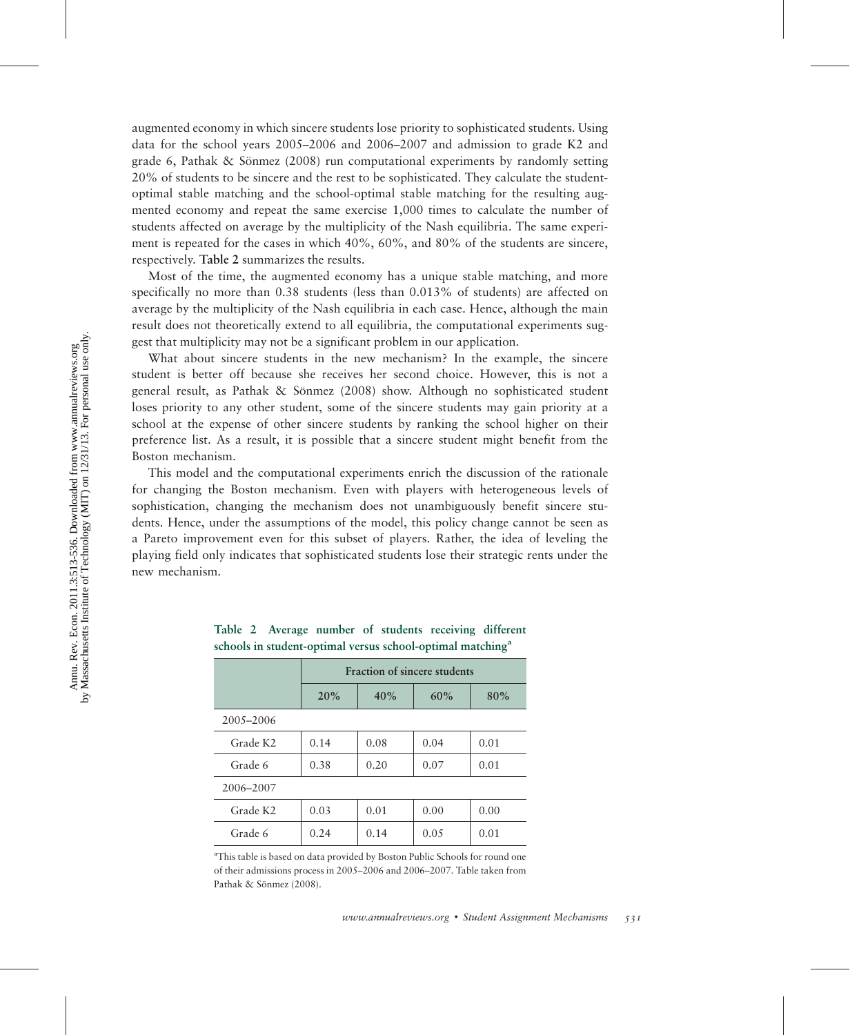augmented economy in which sincere students lose priority to sophisticated students. Using data for the school years 2005–2006 and 2006–2007 and admission to grade K2 and grade 6, Pathak & Sönmez (2008) run computational experiments by randomly setting 20% of students to be sincere and the rest to be sophisticated. They calculate the student-optimal stable matching and the school-optimal stable matching for the resulting augmented economy and repeat the same exercise 1,000 times to calculate the number of students affected on average by the multiplicity of the Nash equilibria. The same experiment is repeated for the cases in which 40%, 60%, and 80% of the students are sincere, respectively. **Table 2** summarizes the results.

Most of the time, the augmented economy has a unique stable matching, and more specifically no more than 0.38 students (less than 0.013% of students) are affected on average by the multiplicity of the Nash equilibria in each case. Hence, although the main result does not theoretically extend to all equilibria, the computational experiments suggest that multiplicity may not be a significant problem in our application.

What about sincere students in the new mechanism? In the example, the sincere student is better off because she receives her second choice. However, this is not a general result, as Pathak & Sönmez (2008) show. Although no sophisticated student loses priority to any other student, some of the sincere students may gain priority at a school at the expense of other sincere students by ranking the school higher on their preference list. As a result, it is possible that a sincere student might benefit from the Boston mechanism.

This model and the computational experiments enrich the discussion of the rationale for changing the Boston mechanism. Even with players with heterogeneous levels of sophistication, changing the mechanism does not unambiguously benefit sincere students. Hence, under the assumptions of the model, this policy change cannot be seen as a Pareto improvement even for this subset of players. Rather, the idea of leveling the playing field only indicates that sophisticated students lose their strategic rents under the new mechanism.

**Table 2 Average number of students receiving different schools in student-optimal versus school-optimal matching[a]**

| | Fraction of sincere students | | | |
|---|---|---|---|---|
| | 20% | 40% | 60% | 80% |
| 2005–2006 | | | | |
| Grade K2 | 0.14 | 0.08 | 0.04 | 0.01 |
| Grade 6 | 0.38 | 0.20 | 0.07 | 0.01 |
| 2006–2007 | | | | |
| Grade K2 | 0.03 | 0.01 | 0.00 | 0.00 |
| Grade 6 | 0.24 | 0.14 | 0.05 | 0.01 |

[a]This table is based on data provided by Boston Public Schools for round one of their admissions process in 2005–2006 and 2006–2007. Table taken from Pathak & Sönmez (2008).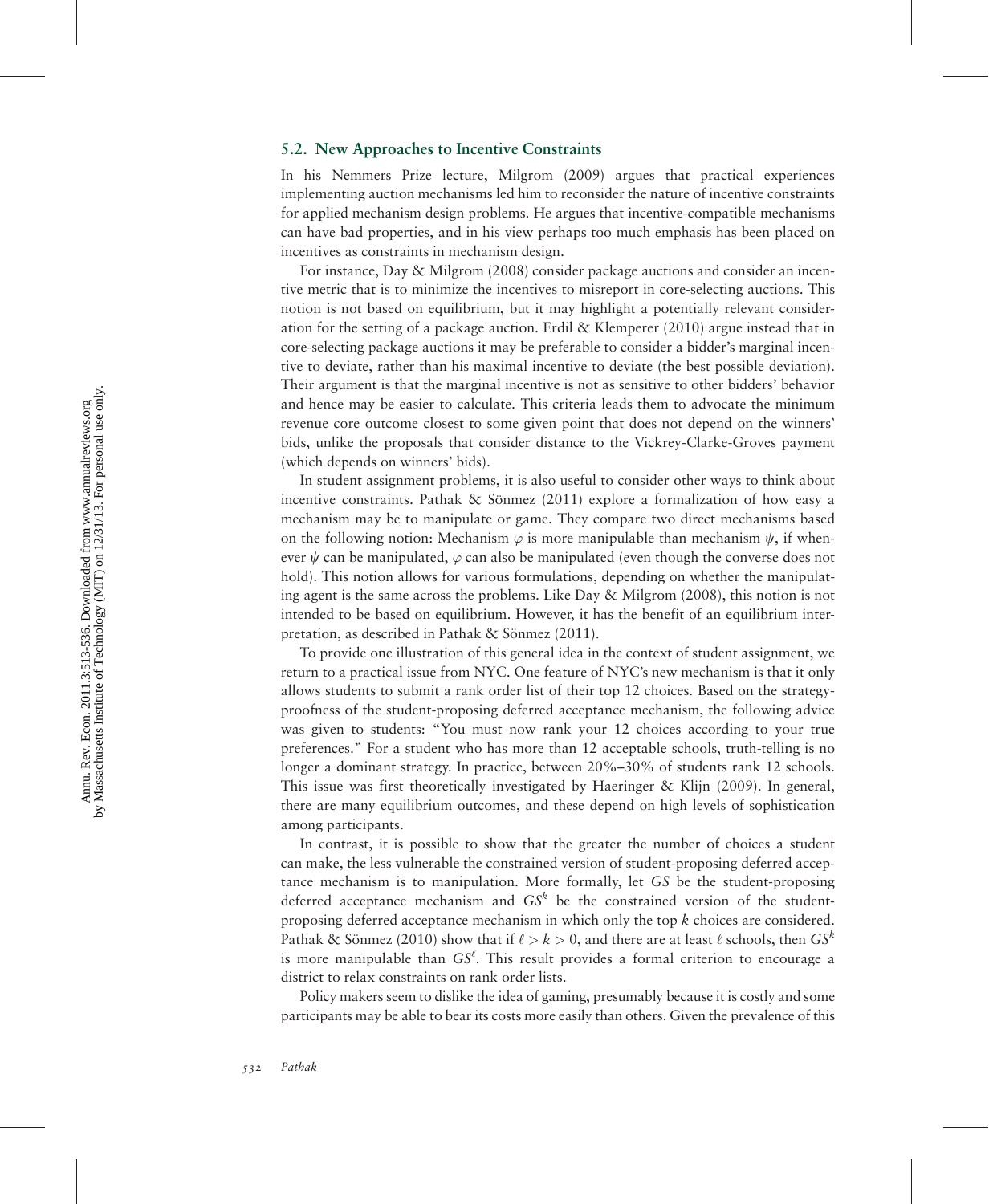### 5.2. New Approaches to Incentive Constraints

In his Nemmers Prize lecture, Milgrom (2009) argues that practical experiences implementing auction mechanisms led him to reconsider the nature of incentive constraints for applied mechanism design problems. He argues that incentive-compatible mechanisms can have bad properties, and in his view perhaps too much emphasis has been placed on incentives as constraints in mechanism design.

For instance, Day & Milgrom (2008) consider package auctions and consider an incentive metric that is to minimize the incentives to misreport in core-selecting auctions. This notion is not based on equilibrium, but it may highlight a potentially relevant consideration for the setting of a package auction. Erdil & Klemperer (2010) argue instead that in core-selecting package auctions it may be preferable to consider a bidder's marginal incentive to deviate, rather than his maximal incentive to deviate (the best possible deviation). Their argument is that the marginal incentive is not as sensitive to other bidders' behavior and hence may be easier to calculate. This criteria leads them to advocate the minimum revenue core outcome closest to some given point that does not depend on the winners' bids, unlike the proposals that consider distance to the Vickrey-Clarke-Groves payment (which depends on winners' bids).

In student assignment problems, it is also useful to consider other ways to think about incentive constraints. Pathak & Sönmez (2011) explore a formalization of how easy a mechanism may be to manipulate or game. They compare two direct mechanisms based on the following notion: Mechanism $\varphi$ is more manipulable than mechanism $\psi$, if whenever $\psi$ can be manipulated, $\varphi$ can also be manipulated (even though the converse does not hold). This notion allows for various formulations, depending on whether the manipulating agent is the same across the problems. Like Day & Milgrom (2008), this notion is not intended to be based on equilibrium. However, it has the benefit of an equilibrium interpretation, as described in Pathak & Sönmez (2011).

To provide one illustration of this general idea in the context of student assignment, we return to a practical issue from NYC. One feature of NYC's new mechanism is that it only allows students to submit a rank order list of their top 12 choices. Based on the strategy-proofness of the student-proposing deferred acceptance mechanism, the following advice was given to students: "You must now rank your 12 choices according to your true preferences." For a student who has more than 12 acceptable schools, truth-telling is no longer a dominant strategy. In practice, between 20%–30% of students rank 12 schools. This issue was first theoretically investigated by Haeringer & Klijn (2009). In general, there are many equilibrium outcomes, and these depend on high levels of sophistication among participants.

In contrast, it is possible to show that the greater the number of choices a student can make, the less vulnerable the constrained version of student-proposing deferred acceptance mechanism is to manipulation. More formally, let *GS* be the student-proposing deferred acceptance mechanism and $GS^k$ be the constrained version of the student-proposing deferred acceptance mechanism in which only the top $k$ choices are considered. Pathak & Sönmez (2010) show that if $\ell > k > 0$, and there are at least $\ell$ schools, then $GS^k$ is more manipulable than $GS^\ell$. This result provides a formal criterion to encourage a district to relax constraints on rank order lists.

Policy makers seem to dislike the idea of gaming, presumably because it is costly and some participants may be able to bear its costs more easily than others. Given the prevalence of this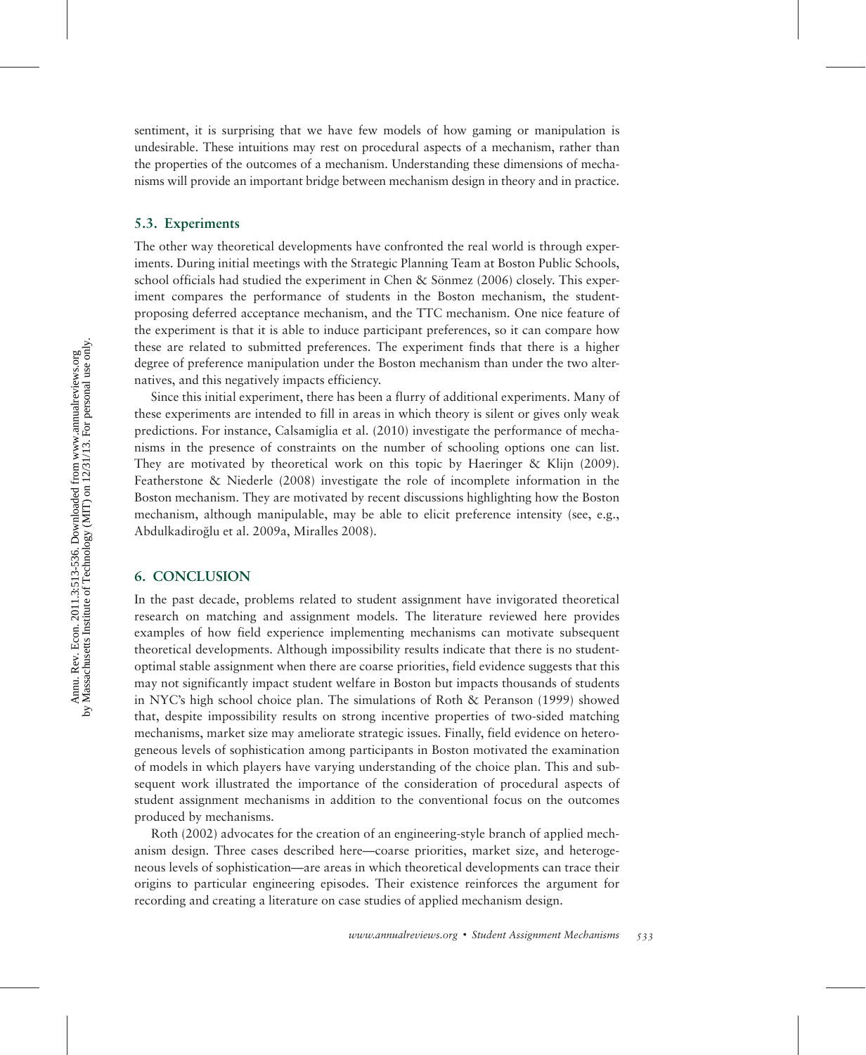sentiment, it is surprising that we have few models of how gaming or manipulation is undesirable. These intuitions may rest on procedural aspects of a mechanism, rather than the properties of the outcomes of a mechanism. Understanding these dimensions of mechanisms will provide an important bridge between mechanism design in theory and in practice.

### 5.3. Experiments

The other way theoretical developments have confronted the real world is through experiments. During initial meetings with the Strategic Planning Team at Boston Public Schools, school officials had studied the experiment in Chen & Sönmez (2006) closely. This experiment compares the performance of students in the Boston mechanism, the student-proposing deferred acceptance mechanism, and the TTC mechanism. One nice feature of the experiment is that it is able to induce participant preferences, so it can compare how these are related to submitted preferences. The experiment finds that there is a higher degree of preference manipulation under the Boston mechanism than under the two alternatives, and this negatively impacts efficiency.

Since this initial experiment, there has been a flurry of additional experiments. Many of these experiments are intended to fill in areas in which theory is silent or gives only weak predictions. For instance, Calsamiglia et al. (2010) investigate the performance of mechanisms in the presence of constraints on the number of schooling options one can list. They are motivated by theoretical work on this topic by Haeringer & Klijn (2009). Featherstone & Niederle (2008) investigate the role of incomplete information in the Boston mechanism. They are motivated by recent discussions highlighting how the Boston mechanism, although manipulable, may be able to elicit preference intensity (see, e.g., Abdulkadiroğlu et al. 2009a, Miralles 2008).

## 6. CONCLUSION

In the past decade, problems related to student assignment have invigorated theoretical research on matching and assignment models. The literature reviewed here provides examples of how field experience implementing mechanisms can motivate subsequent theoretical developments. Although impossibility results indicate that there is no student-optimal stable assignment when there are coarse priorities, field evidence suggests that this may not significantly impact student welfare in Boston but impacts thousands of students in NYC's high school choice plan. The simulations of Roth & Peranson (1999) showed that, despite impossibility results on strong incentive properties of two-sided matching mechanisms, market size may ameliorate strategic issues. Finally, field evidence on heterogeneous levels of sophistication among participants in Boston motivated the examination of models in which players have varying understanding of the choice plan. This and subsequent work illustrated the importance of the consideration of procedural aspects of student assignment mechanisms in addition to the conventional focus on the outcomes produced by mechanisms.

Roth (2002) advocates for the creation of an engineering-style branch of applied mechanism design. Three cases described here—coarse priorities, market size, and heterogeneous levels of sophistication—are areas in which theoretical developments can trace their origins to particular engineering episodes. Their existence reinforces the argument for recording and creating a literature on case studies of applied mechanism design.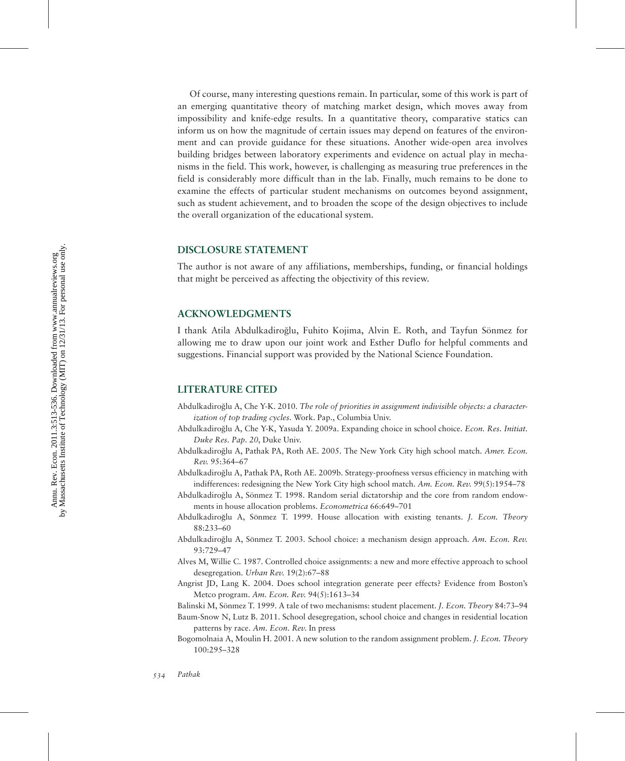Of course, many interesting questions remain. In particular, some of this work is part of an emerging quantitative theory of matching market design, which moves away from impossibility and knife-edge results. In a quantitative theory, comparative statics can inform us on how the magnitude of certain issues may depend on features of the environment and can provide guidance for these situations. Another wide-open area involves building bridges between laboratory experiments and evidence on actual play in mechanisms in the field. This work, however, is challenging as measuring true preferences in the field is considerably more difficult than in the lab. Finally, much remains to be done to examine the effects of particular student mechanisms on outcomes beyond assignment, such as student achievement, and to broaden the scope of the design objectives to include the overall organization of the educational system.

## DISCLOSURE STATEMENT

The author is not aware of any affiliations, memberships, funding, or financial holdings that might be perceived as affecting the objectivity of this review.

## ACKNOWLEDGMENTS

I thank Atila Abdulkadiroğlu, Fuhito Kojima, Alvin E. Roth, and Tayfun Sönmez for allowing me to draw upon our joint work and Esther Duflo for helpful comments and suggestions. Financial support was provided by the National Science Foundation.

## LITERATURE CITED

Abdulkadiroğlu A, Che Y-K. 2010. *The role of priorities in assignment indivisible objects: a characterization of top trading cycles*. Work. Pap., Columbia Univ.

Abdulkadiroğlu A, Che Y-K, Yasuda Y. 2009a. Expanding choice in school choice. *Econ. Res. Initiat. Duke Res. Pap. 20*, Duke Univ.

Abdulkadiroğlu A, Pathak PA, Roth AE. 2005. The New York City high school match. *Amer. Econ. Rev.* 95:364–67

Abdulkadiroğlu A, Pathak PA, Roth AE. 2009b. Strategy-proofness versus efficiency in matching with indifferences: redesigning the New York City high school match. *Am. Econ. Rev.* 99(5):1954–78

Abdulkadiroğlu A, Sönmez T. 1998. Random serial dictatorship and the core from random endowments in house allocation problems. *Econometrica* 66:649–701

Abdulkadiroğlu A, Sönmez T. 1999. House allocation with existing tenants. *J. Econ. Theory* 88:233–60

Abdulkadiroğlu A, Sönmez T. 2003. School choice: a mechanism design approach. *Am. Econ. Rev.* 93:729–47

Alves M, Willie C. 1987. Controlled choice assignments: a new and more effective approach to school desegregation. *Urban Rev.* 19(2):67–88

Angrist JD, Lang K. 2004. Does school integration generate peer effects? Evidence from Boston's Metco program. *Am. Econ. Rev.* 94(5):1613–34

Balinski M, Sönmez T. 1999. A tale of two mechanisms: student placement. *J. Econ. Theory* 84:73–94

Baum-Snow N, Lutz B. 2011. School desegregation, school choice and changes in residential location patterns by race. *Am. Econ. Rev.* In press

Bogomolnaia A, Moulin H. 2001. A new solution to the random assignment problem. *J. Econ. Theory* 100:295–328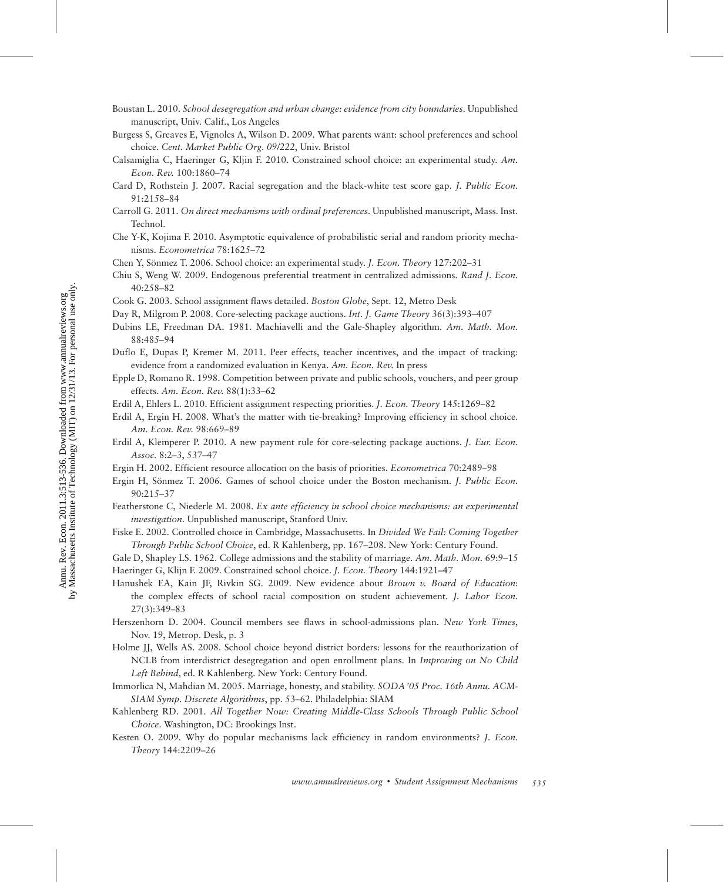Boustan L. 2010. *School desegregation and urban change: evidence from city boundaries*. Unpublished manuscript, Univ. Calif., Los Angeles

Burgess S, Greaves E, Vignoles A, Wilson D. 2009. What parents want: school preferences and school choice. *Cent. Market Public Org. 09/222*, Univ. Bristol

Calsamiglia C, Haeringer G, Kljin F. 2010. Constrained school choice: an experimental study. *Am. Econ. Rev.* 100:1860–74

Card D, Rothstein J. 2007. Racial segregation and the black-white test score gap. *J. Public Econ.* 91:2158–84

Carroll G. 2011. *On direct mechanisms with ordinal preferences*. Unpublished manuscript, Mass. Inst. Technol.

Che Y-K, Kojima F. 2010. Asymptotic equivalence of probabilistic serial and random priority mechanisms. *Econometrica* 78:1625–72

Chen Y, Sönmez T. 2006. School choice: an experimental study. *J. Econ. Theory* 127:202–31

Chiu S, Weng W. 2009. Endogenous preferential treatment in centralized admissions. *Rand J. Econ.* 40:258–82

Cook G. 2003. School assignment flaws detailed. *Boston Globe*, Sept. 12, Metro Desk

Day R, Milgrom P. 2008. Core-selecting package auctions. *Int. J. Game Theory* 36(3):393–407

Dubins LE, Freedman DA. 1981. Machiavelli and the Gale-Shapley algorithm. *Am. Math. Mon.* 88:485–94

Duflo E, Dupas P, Kremer M. 2011. Peer effects, teacher incentives, and the impact of tracking: evidence from a randomized evaluation in Kenya. *Am. Econ. Rev.* In press

Epple D, Romano R. 1998. Competition between private and public schools, vouchers, and peer group effects. *Am. Econ. Rev.* 88(1):33–62

Erdil A, Ehlers L. 2010. Efficient assignment respecting priorities. *J. Econ. Theory* 145:1269–82

Erdil A, Ergin H. 2008. What's the matter with tie-breaking? Improving efficiency in school choice. *Am. Econ. Rev.* 98:669–89

Erdil A, Klemperer P. 2010. A new payment rule for core-selecting package auctions. *J. Eur. Econ. Assoc.* 8:2–3, 537–47

Ergin H. 2002. Efficient resource allocation on the basis of priorities. *Econometrica* 70:2489–98

Ergin H, Sönmez T. 2006. Games of school choice under the Boston mechanism. *J. Public Econ.* 90:215–37

Featherstone C, Niederle M. 2008. *Ex ante efficiency in school choice mechanisms: an experimental investigation*. Unpublished manuscript, Stanford Univ.

Fiske E. 2002. Controlled choice in Cambridge, Massachusetts. In *Divided We Fail: Coming Together Through Public School Choice*, ed. R Kahlenberg, pp. 167–208. New York: Century Found.

Gale D, Shapley LS. 1962. College admissions and the stability of marriage. *Am. Math. Mon.* 69:9–15

Haeringer G, Klijn F. 2009. Constrained school choice. *J. Econ. Theory* 144:1921–47

Hanushek EA, Kain JF, Rivkin SG. 2009. New evidence about *Brown v. Board of Education*: the complex effects of school racial composition on student achievement. *J. Labor Econ.* 27(3):349–83

Herszenhorn D. 2004. Council members see flaws in school-admissions plan. *New York Times*, Nov. 19, Metrop. Desk, p. 3

Holme JJ, Wells AS. 2008. School choice beyond district borders: lessons for the reauthorization of NCLB from interdistrict desegregation and open enrollment plans. In *Improving on No Child Left Behind*, ed. R Kahlenberg. New York: Century Found.

Immorlica N, Mahdian M. 2005. Marriage, honesty, and stability. *SODA '05 Proc. 16th Annu. ACM-SIAM Symp. Discrete Algorithms*, pp. 53–62. Philadelphia: SIAM

Kahlenberg RD. 2001. *All Together Now: Creating Middle-Class Schools Through Public School Choice*. Washington, DC: Brookings Inst.

Kesten O. 2009. Why do popular mechanisms lack efficiency in random environments? *J. Econ. Theory* 144:2209–26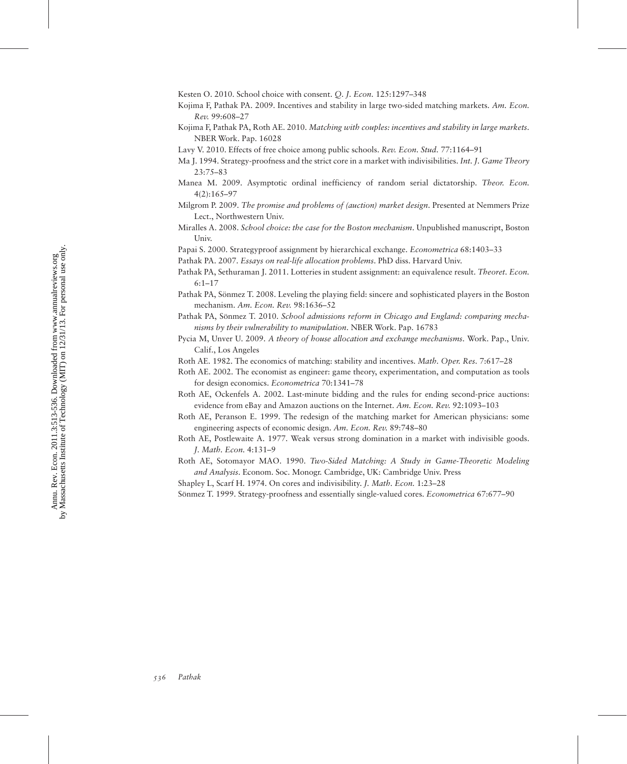Kesten O. 2010. School choice with consent. *Q. J. Econ.* 125:1297–348

Kojima F, Pathak PA. 2009. Incentives and stability in large two-sided matching markets. *Am. Econ. Rev.* 99:608–27

Kojima F, Pathak PA, Roth AE. 2010. *Matching with couples: incentives and stability in large markets*. NBER Work. Pap. 16028

Lavy V. 2010. Effects of free choice among public schools. *Rev. Econ. Stud.* 77:1164–91

Ma J. 1994. Strategy-proofness and the strict core in a market with indivisibilities. *Int. J. Game Theory* 23:75–83

Manea M. 2009. Asymptotic ordinal inefficiency of random serial dictatorship. *Theor. Econ.* 4(2):165–97

Milgrom P. 2009. *The promise and problems of (auction) market design*. Presented at Nemmers Prize Lect., Northwestern Univ.

Miralles A. 2008. *School choice: the case for the Boston mechanism*. Unpublished manuscript, Boston Univ.

Papai S. 2000. Strategyproof assignment by hierarchical exchange. *Econometrica* 68:1403–33

Pathak PA. 2007. *Essays on real-life allocation problems*. PhD diss. Harvard Univ.

Pathak PA, Sethuraman J. 2011. Lotteries in student assignment: an equivalence result. *Theoret. Econ.* 6:1–17

Pathak PA, Sönmez T. 2008. Leveling the playing field: sincere and sophisticated players in the Boston mechanism. *Am. Econ. Rev.* 98:1636–52

Pathak PA, Sönmez T. 2010. *School admissions reform in Chicago and England: comparing mechanisms by their vulnerability to manipulation*. NBER Work. Pap. 16783

Pycia M, Unver U. 2009. *A theory of house allocation and exchange mechanisms*. Work. Pap., Univ. Calif., Los Angeles

Roth AE. 1982. The economics of matching: stability and incentives. *Math. Oper. Res.* 7:617–28

Roth AE. 2002. The economist as engineer: game theory, experimentation, and computation as tools for design economics. *Econometrica* 70:1341–78

Roth AE, Ockenfels A. 2002. Last-minute bidding and the rules for ending second-price auctions: evidence from eBay and Amazon auctions on the Internet. *Am. Econ. Rev.* 92:1093–103

Roth AE, Peranson E. 1999. The redesign of the matching market for American physicians: some engineering aspects of economic design. *Am. Econ. Rev.* 89:748–80

Roth AE, Postlewaite A. 1977. Weak versus strong domination in a market with indivisible goods. *J. Math. Econ.* 4:131–9

Roth AE, Sotomayor MAO. 1990. *Two-Sided Matching: A Study in Game-Theoretic Modeling and Analysis*. Econom. Soc. Monogr. Cambridge, UK: Cambridge Univ. Press

Shapley L, Scarf H. 1974. On cores and indivisibility. *J. Math. Econ.* 1:23–28

Sönmez T. 1999. Strategy-proofness and essentially single-valued cores. *Econometrica* 67:677–90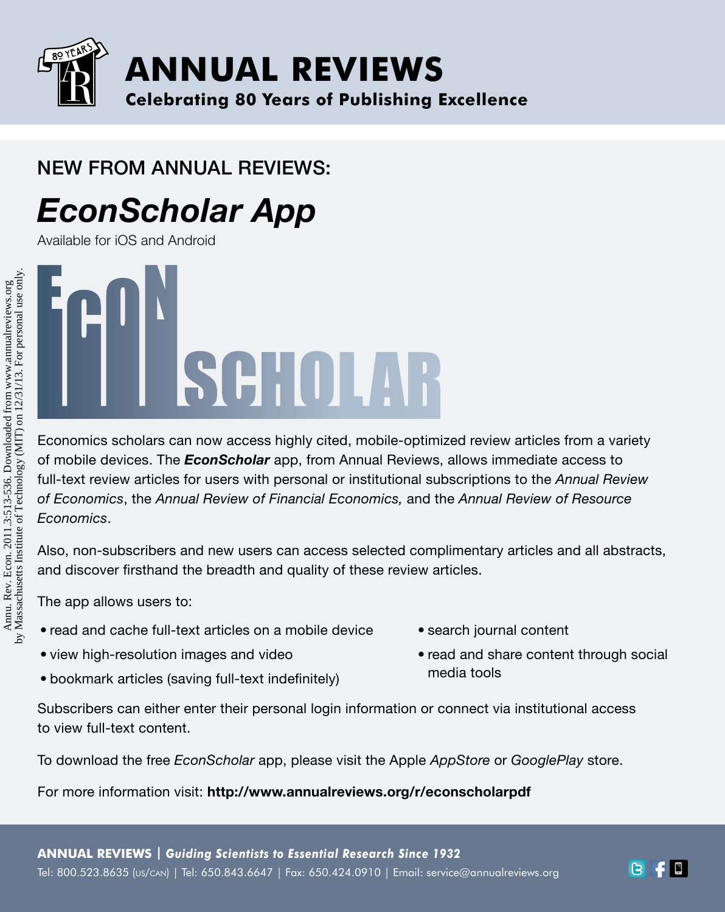# ANNUAL REVIEWS

**Celebrating 80 Years of Publishing Excellence**

## NEW FROM ANNUAL REVIEWS:

# *EconScholar App*

Available for iOS and Android

Economics scholars can now access highly cited, mobile-optimized review articles from a variety of mobile devices. The ***EconScholar*** app, from Annual Reviews, allows immediate access to full-text review articles for users with personal or institutional subscriptions to the *Annual Review of Economics*, the *Annual Review of Financial Economics,* and the *Annual Review of Resource Economics*.

Also, non-subscribers and new users can access selected complimentary articles and all abstracts, and discover firsthand the breadth and quality of these review articles.

The app allows users to:

- read and cache full-text articles on a mobile device
- view high-resolution images and video
- bookmark articles (saving full-text indefinitely)
- search journal content
- read and share content through social media tools

Subscribers can either enter their personal login information or connect via institutional access to view full-text content.

To download the free *EconScholar* app, please visit the Apple *AppStore* or *GooglePlay* store.

For more information visit: **http://www.annualreviews.org/r/econscholarpdf**

**ANNUAL REVIEWS | *Guiding Scientists to Essential Research Since 1932***

Tel: 800.523.8635 (US/CAN) | Tel: 650.843.6647 | Fax: 650.424.0910 | Email: service@annualreviews.org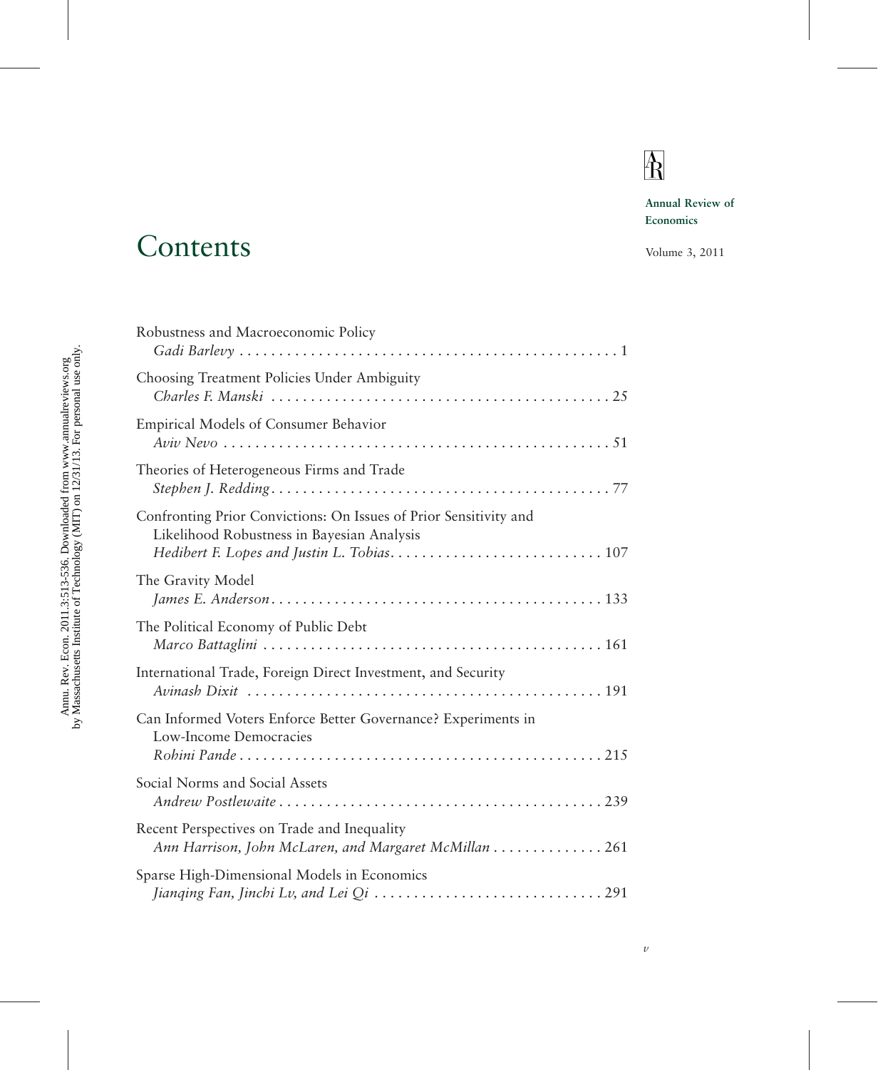Annual Review of Economics

Volume 3, 2011

# Contents

Robustness and Macroeconomic Policy
*Gadi Barlevy* . . . . . . . . . . . . . . . . . . . . . . . . . . . . . . . . . . . . . . . . . . . . . . . . 1

Choosing Treatment Policies Under Ambiguity
*Charles F. Manski* . . . . . . . . . . . . . . . . . . . . . . . . . . . . . . . . . . . . . . . . . . . 25

Empirical Models of Consumer Behavior
*Aviv Nevo* . . . . . . . . . . . . . . . . . . . . . . . . . . . . . . . . . . . . . . . . . . . . . . . . . 51

Theories of Heterogeneous Firms and Trade
*Stephen J. Redding* . . . . . . . . . . . . . . . . . . . . . . . . . . . . . . . . . . . . . . . . . . . 77

Confronting Prior Convictions: On Issues of Prior Sensitivity and Likelihood Robustness in Bayesian Analysis
*Hedibert F. Lopes and Justin L. Tobias* . . . . . . . . . . . . . . . . . . . . . . . . . . . 107

The Gravity Model
*James E. Anderson* . . . . . . . . . . . . . . . . . . . . . . . . . . . . . . . . . . . . . . . . . . 133

The Political Economy of Public Debt
*Marco Battaglini* . . . . . . . . . . . . . . . . . . . . . . . . . . . . . . . . . . . . . . . . . . . 161

International Trade, Foreign Direct Investment, and Security
*Avinash Dixit* . . . . . . . . . . . . . . . . . . . . . . . . . . . . . . . . . . . . . . . . . . . . . 191

Can Informed Voters Enforce Better Governance? Experiments in Low-Income Democracies
*Rohini Pande* . . . . . . . . . . . . . . . . . . . . . . . . . . . . . . . . . . . . . . . . . . . . . . 215

Social Norms and Social Assets
*Andrew Postlewaite* . . . . . . . . . . . . . . . . . . . . . . . . . . . . . . . . . . . . . . . . . 239

Recent Perspectives on Trade and Inequality
*Ann Harrison, John McLaren, and Margaret McMillan* . . . . . . . . . . . . . . 261

Sparse High-Dimensional Models in Economics
*Jianqing Fan, Jinchi Lv, and Lei Qi* . . . . . . . . . . . . . . . . . . . . . . . . . . . . . 291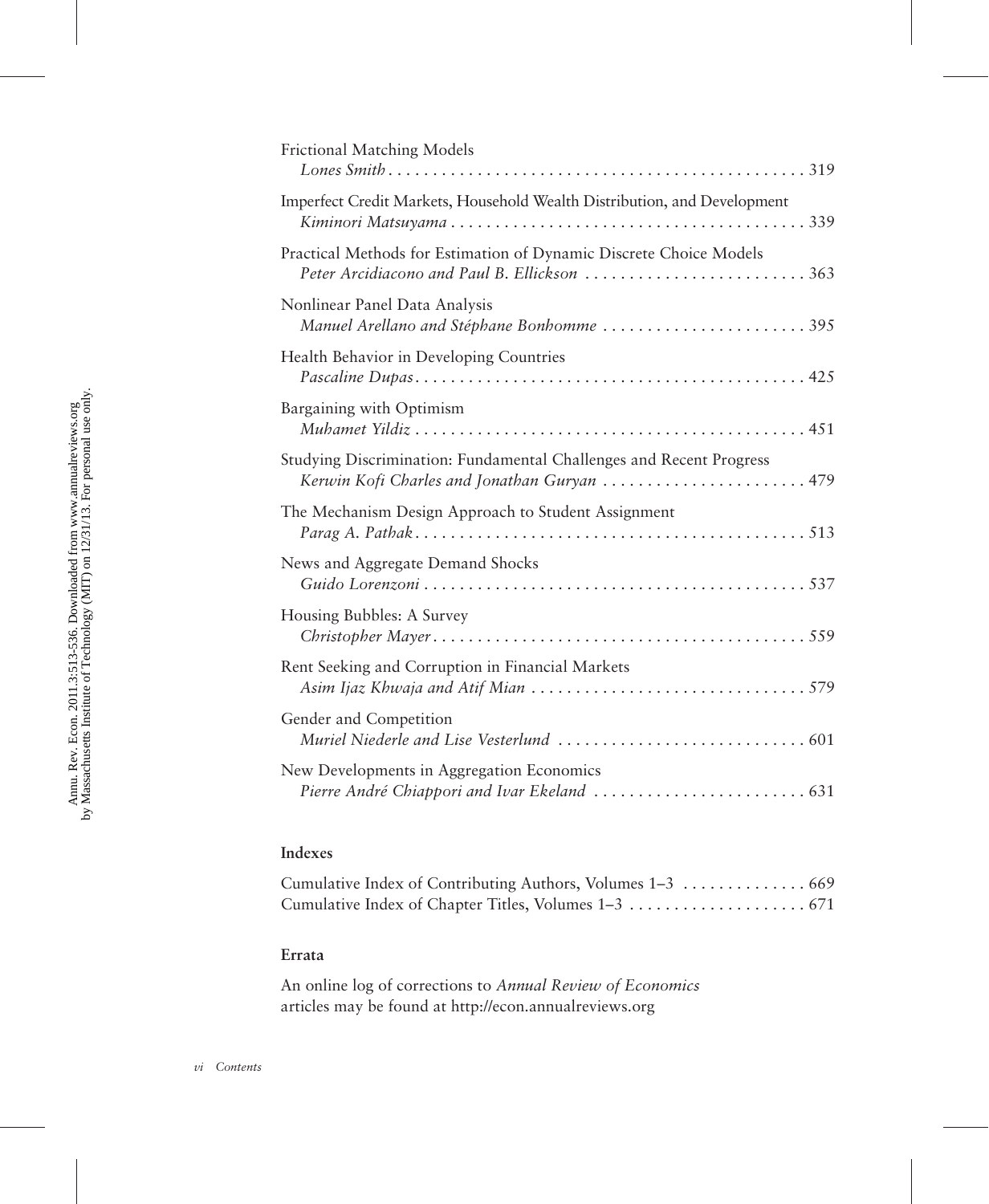Frictional Matching Models
*Lones Smith* . . . . . . . . . . . . . . . . . . . . . . . . . . . . . . . . . . . . . . . . . . . . . . 319

Imperfect Credit Markets, Household Wealth Distribution, and Development
*Kiminori Matsuyama* . . . . . . . . . . . . . . . . . . . . . . . . . . . . . . . . . . . . . . . . 339

Practical Methods for Estimation of Dynamic Discrete Choice Models
*Peter Arcidiacono and Paul B. Ellickson* . . . . . . . . . . . . . . . . . . . . . . . . . 363

Nonlinear Panel Data Analysis
*Manuel Arellano and Stéphane Bonhomme* . . . . . . . . . . . . . . . . . . . . . . . 395

Health Behavior in Developing Countries
*Pascaline Dupas* . . . . . . . . . . . . . . . . . . . . . . . . . . . . . . . . . . . . . . . . . . . . 425

Bargaining with Optimism
*Muhamet Yildiz* . . . . . . . . . . . . . . . . . . . . . . . . . . . . . . . . . . . . . . . . . . . . 451

Studying Discrimination: Fundamental Challenges and Recent Progress
*Kerwin Kofi Charles and Jonathan Guryan* . . . . . . . . . . . . . . . . . . . . . . . 479

The Mechanism Design Approach to Student Assignment
*Parag A. Pathak* . . . . . . . . . . . . . . . . . . . . . . . . . . . . . . . . . . . . . . . . . . . . 513

News and Aggregate Demand Shocks
*Guido Lorenzoni* . . . . . . . . . . . . . . . . . . . . . . . . . . . . . . . . . . . . . . . . . . . 537

Housing Bubbles: A Survey
*Christopher Mayer* . . . . . . . . . . . . . . . . . . . . . . . . . . . . . . . . . . . . . . . . . . 559

Rent Seeking and Corruption in Financial Markets
*Asim Ijaz Khwaja and Atif Mian* . . . . . . . . . . . . . . . . . . . . . . . . . . . . . . . 579

Gender and Competition
*Muriel Niederle and Lise Vesterlund* . . . . . . . . . . . . . . . . . . . . . . . . . . . . 601

New Developments in Aggregation Economics
*Pierre André Chiappori and Ivar Ekeland* . . . . . . . . . . . . . . . . . . . . . . . . 631

## Indexes

Cumulative Index of Contributing Authors, Volumes 1–3 . . . . . . . . . . . . . . 669
Cumulative Index of Chapter Titles, Volumes 1–3 . . . . . . . . . . . . . . . . . . . . 671

## Errata

An online log of corrections to *Annual Review of Economics* articles may be found at http://econ.annualreviews.org